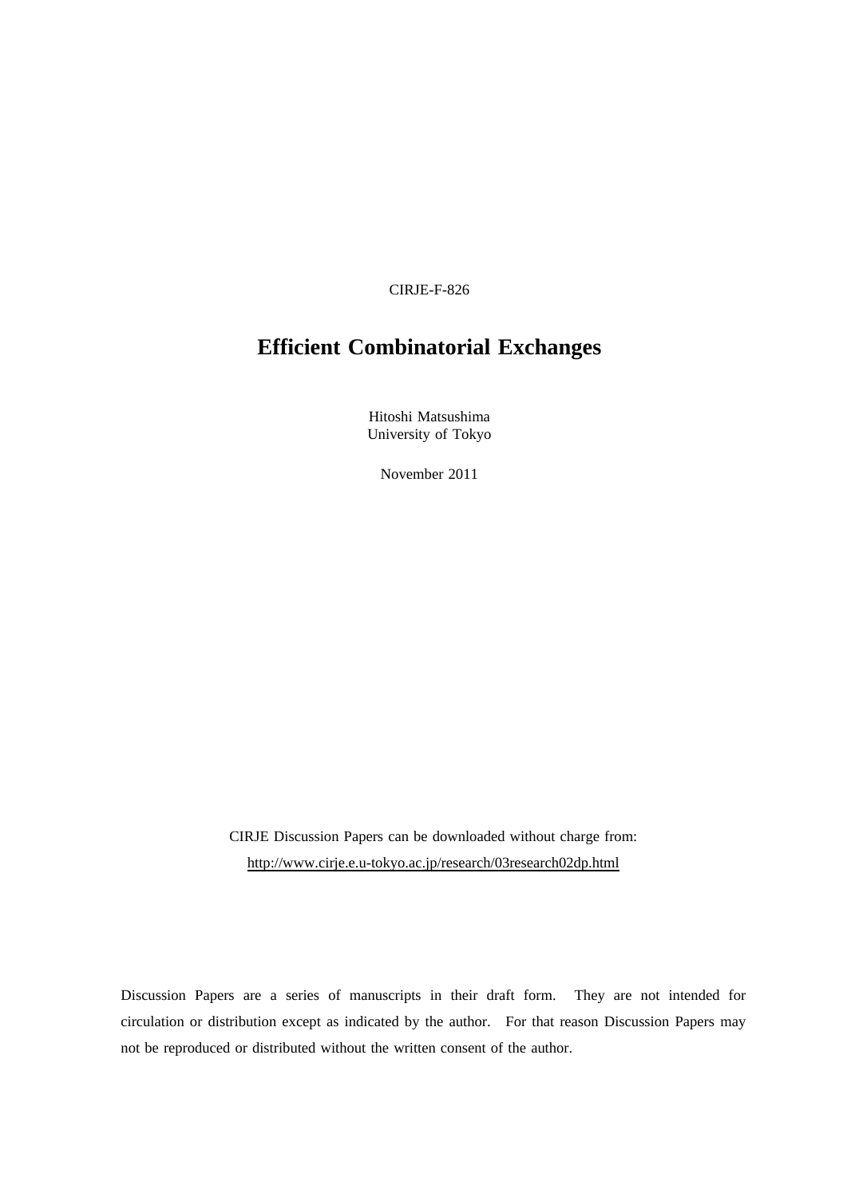CIRJE-F-826

# Efficient Combinatorial Exchanges

Hitoshi Matsushima
University of Tokyo

November 2011

CIRJE Discussion Papers can be downloaded without charge from:
http://www.cirje.e.u-tokyo.ac.jp/research/03research02dp.html

Discussion Papers are a series of manuscripts in their draft form. They are not intended for circulation or distribution except as indicated by the author. For that reason Discussion Papers may not be reproduced or distributed without the written consent of the author.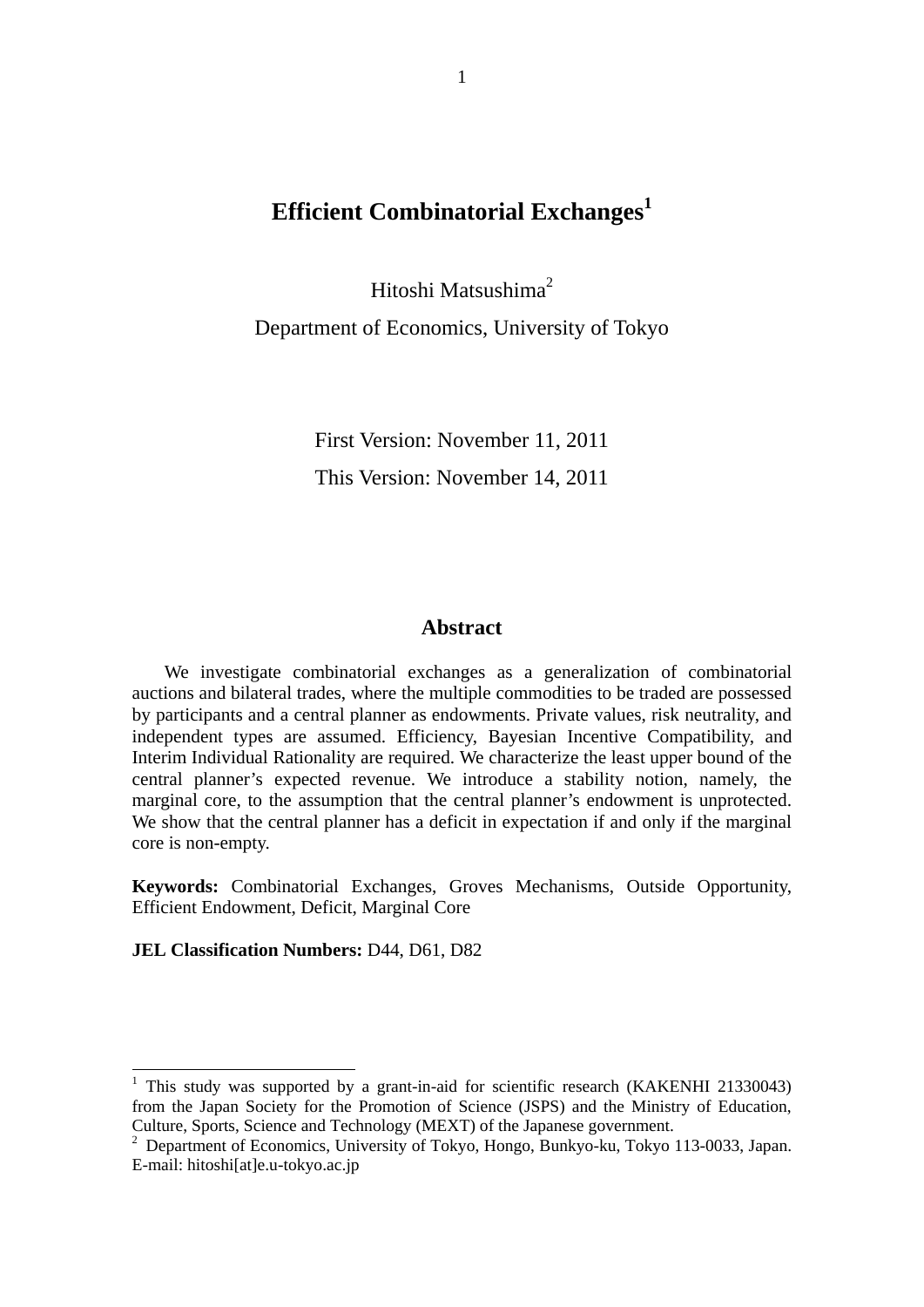# Efficient Combinatorial Exchanges[1]

Hitoshi Matsushima[2]

Department of Economics, University of Tokyo

First Version: November 11, 2011

This Version: November 14, 2011

## Abstract

We investigate combinatorial exchanges as a generalization of combinatorial auctions and bilateral trades, where the multiple commodities to be traded are possessed by participants and a central planner as endowments. Private values, risk neutrality, and independent types are assumed. Efficiency, Bayesian Incentive Compatibility, and Interim Individual Rationality are required. We characterize the least upper bound of the central planner's expected revenue. We introduce a stability notion, namely, the marginal core, to the assumption that the central planner's endowment is unprotected. We show that the central planner has a deficit in expectation if and only if the marginal core is non-empty.

**Keywords:** Combinatorial Exchanges, Groves Mechanisms, Outside Opportunity, Efficient Endowment, Deficit, Marginal Core

**JEL Classification Numbers:** D44, D61, D82

---

[1] This study was supported by a grant-in-aid for scientific research (KAKENHI 21330043) from the Japan Society for the Promotion of Science (JSPS) and the Ministry of Education, Culture, Sports, Science and Technology (MEXT) of the Japanese government.

[2] Department of Economics, University of Tokyo, Hongo, Bunkyo-ku, Tokyo 113-0033, Japan. E-mail: hitoshi[at]e.u-tokyo.ac.jp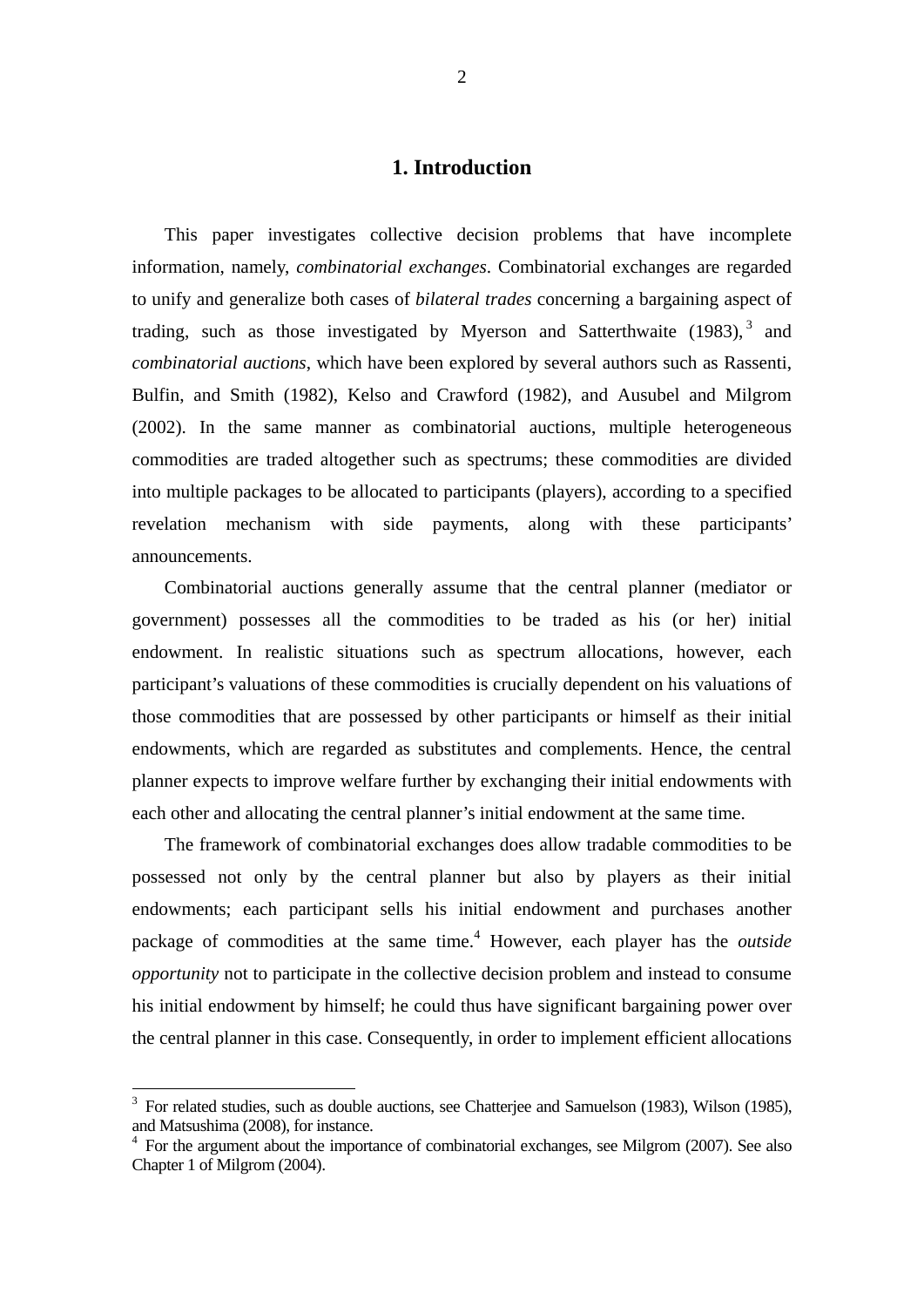# 1. Introduction

This paper investigates collective decision problems that have incomplete information, namely, *combinatorial exchanges*. Combinatorial exchanges are regarded to unify and generalize both cases of *bilateral trades* concerning a bargaining aspect of trading, such as those investigated by Myerson and Satterthwaite (1983),[3] and *combinatorial auctions*, which have been explored by several authors such as Rassenti, Bulfin, and Smith (1982), Kelso and Crawford (1982), and Ausubel and Milgrom (2002). In the same manner as combinatorial auctions, multiple heterogeneous commodities are traded altogether such as spectrums; these commodities are divided into multiple packages to be allocated to participants (players), according to a specified revelation mechanism with side payments, along with these participants' announcements.

Combinatorial auctions generally assume that the central planner (mediator or government) possesses all the commodities to be traded as his (or her) initial endowment. In realistic situations such as spectrum allocations, however, each participant's valuations of these commodities is crucially dependent on his valuations of those commodities that are possessed by other participants or himself as their initial endowments, which are regarded as substitutes and complements. Hence, the central planner expects to improve welfare further by exchanging their initial endowments with each other and allocating the central planner's initial endowment at the same time.

The framework of combinatorial exchanges does allow tradable commodities to be possessed not only by the central planner but also by players as their initial endowments; each participant sells his initial endowment and purchases another package of commodities at the same time.[4] However, each player has the *outside opportunity* not to participate in the collective decision problem and instead to consume his initial endowment by himself; he could thus have significant bargaining power over the central planner in this case. Consequently, in order to implement efficient allocations

---

[3] For related studies, such as double auctions, see Chatterjee and Samuelson (1983), Wilson (1985), and Matsushima (2008), for instance.

[4] For the argument about the importance of combinatorial exchanges, see Milgrom (2007). See also Chapter 1 of Milgrom (2004).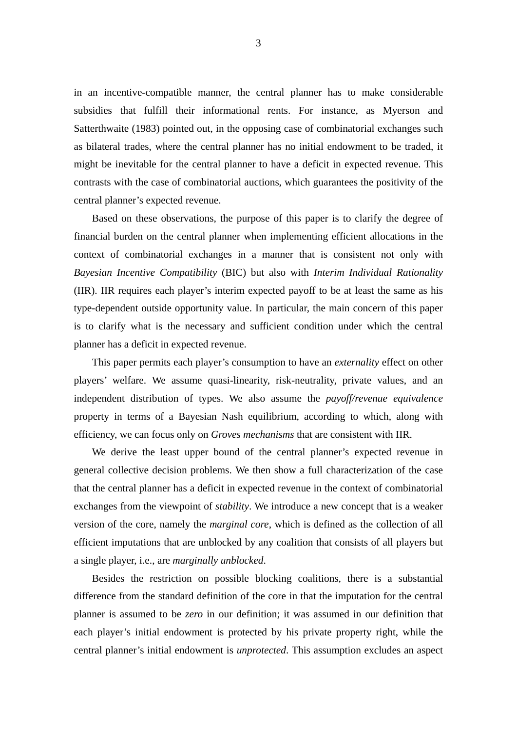in an incentive-compatible manner, the central planner has to make considerable subsidies that fulfill their informational rents. For instance, as Myerson and Satterthwaite (1983) pointed out, in the opposing case of combinatorial exchanges such as bilateral trades, where the central planner has no initial endowment to be traded, it might be inevitable for the central planner to have a deficit in expected revenue. This contrasts with the case of combinatorial auctions, which guarantees the positivity of the central planner's expected revenue.

Based on these observations, the purpose of this paper is to clarify the degree of financial burden on the central planner when implementing efficient allocations in the context of combinatorial exchanges in a manner that is consistent not only with *Bayesian Incentive Compatibility* (BIC) but also with *Interim Individual Rationality* (IIR). IIR requires each player's interim expected payoff to be at least the same as his type-dependent outside opportunity value. In particular, the main concern of this paper is to clarify what is the necessary and sufficient condition under which the central planner has a deficit in expected revenue.

This paper permits each player's consumption to have an *externality* effect on other players' welfare. We assume quasi-linearity, risk-neutrality, private values, and an independent distribution of types. We also assume the *payoff/revenue equivalence* property in terms of a Bayesian Nash equilibrium, according to which, along with efficiency, we can focus only on *Groves mechanisms* that are consistent with IIR.

We derive the least upper bound of the central planner's expected revenue in general collective decision problems. We then show a full characterization of the case that the central planner has a deficit in expected revenue in the context of combinatorial exchanges from the viewpoint of *stability*. We introduce a new concept that is a weaker version of the core, namely the *marginal core*, which is defined as the collection of all efficient imputations that are unblocked by any coalition that consists of all players but a single player, i.e., are *marginally unblocked*.

Besides the restriction on possible blocking coalitions, there is a substantial difference from the standard definition of the core in that the imputation for the central planner is assumed to be *zero* in our definition; it was assumed in our definition that each player's initial endowment is protected by his private property right, while the central planner's initial endowment is *unprotected*. This assumption excludes an aspect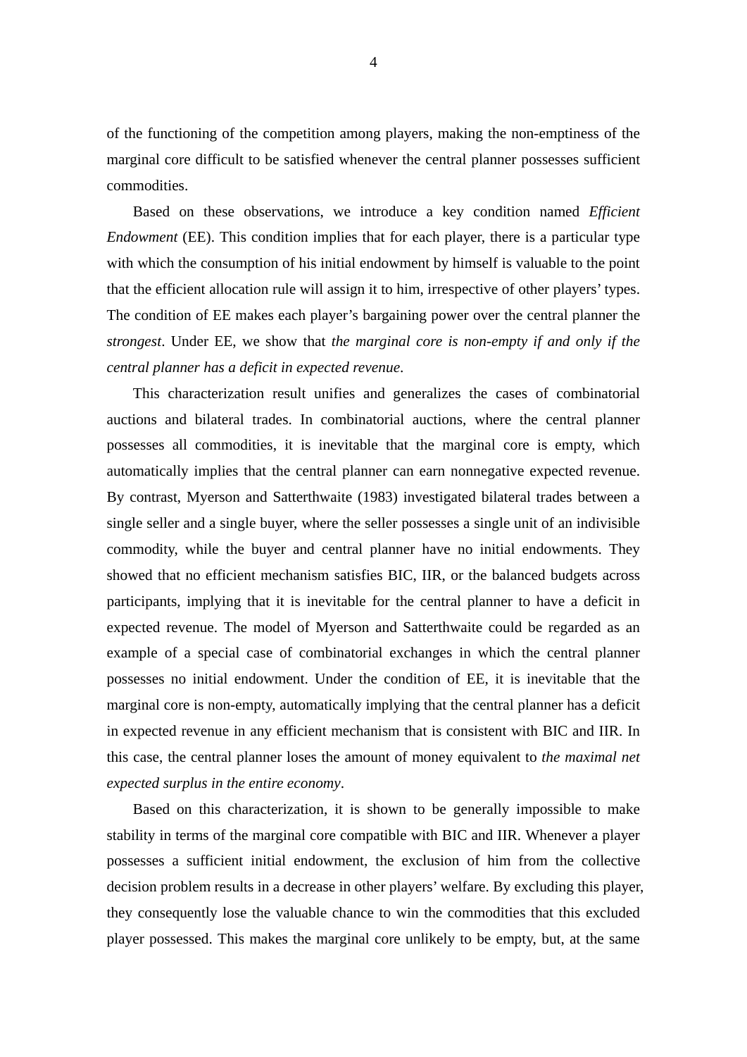of the functioning of the competition among players, making the non-emptiness of the marginal core difficult to be satisfied whenever the central planner possesses sufficient commodities.

Based on these observations, we introduce a key condition named *Efficient Endowment* (EE). This condition implies that for each player, there is a particular type with which the consumption of his initial endowment by himself is valuable to the point that the efficient allocation rule will assign it to him, irrespective of other players' types. The condition of EE makes each player's bargaining power over the central planner the *strongest*. Under EE, we show that *the marginal core is non-empty if and only if the central planner has a deficit in expected revenue*.

This characterization result unifies and generalizes the cases of combinatorial auctions and bilateral trades. In combinatorial auctions, where the central planner possesses all commodities, it is inevitable that the marginal core is empty, which automatically implies that the central planner can earn nonnegative expected revenue. By contrast, Myerson and Satterthwaite (1983) investigated bilateral trades between a single seller and a single buyer, where the seller possesses a single unit of an indivisible commodity, while the buyer and central planner have no initial endowments. They showed that no efficient mechanism satisfies BIC, IIR, or the balanced budgets across participants, implying that it is inevitable for the central planner to have a deficit in expected revenue. The model of Myerson and Satterthwaite could be regarded as an example of a special case of combinatorial exchanges in which the central planner possesses no initial endowment. Under the condition of EE, it is inevitable that the marginal core is non-empty, automatically implying that the central planner has a deficit in expected revenue in any efficient mechanism that is consistent with BIC and IIR. In this case, the central planner loses the amount of money equivalent to *the maximal net expected surplus in the entire economy*.

Based on this characterization, it is shown to be generally impossible to make stability in terms of the marginal core compatible with BIC and IIR. Whenever a player possesses a sufficient initial endowment, the exclusion of him from the collective decision problem results in a decrease in other players' welfare. By excluding this player, they consequently lose the valuable chance to win the commodities that this excluded player possessed. This makes the marginal core unlikely to be empty, but, at the same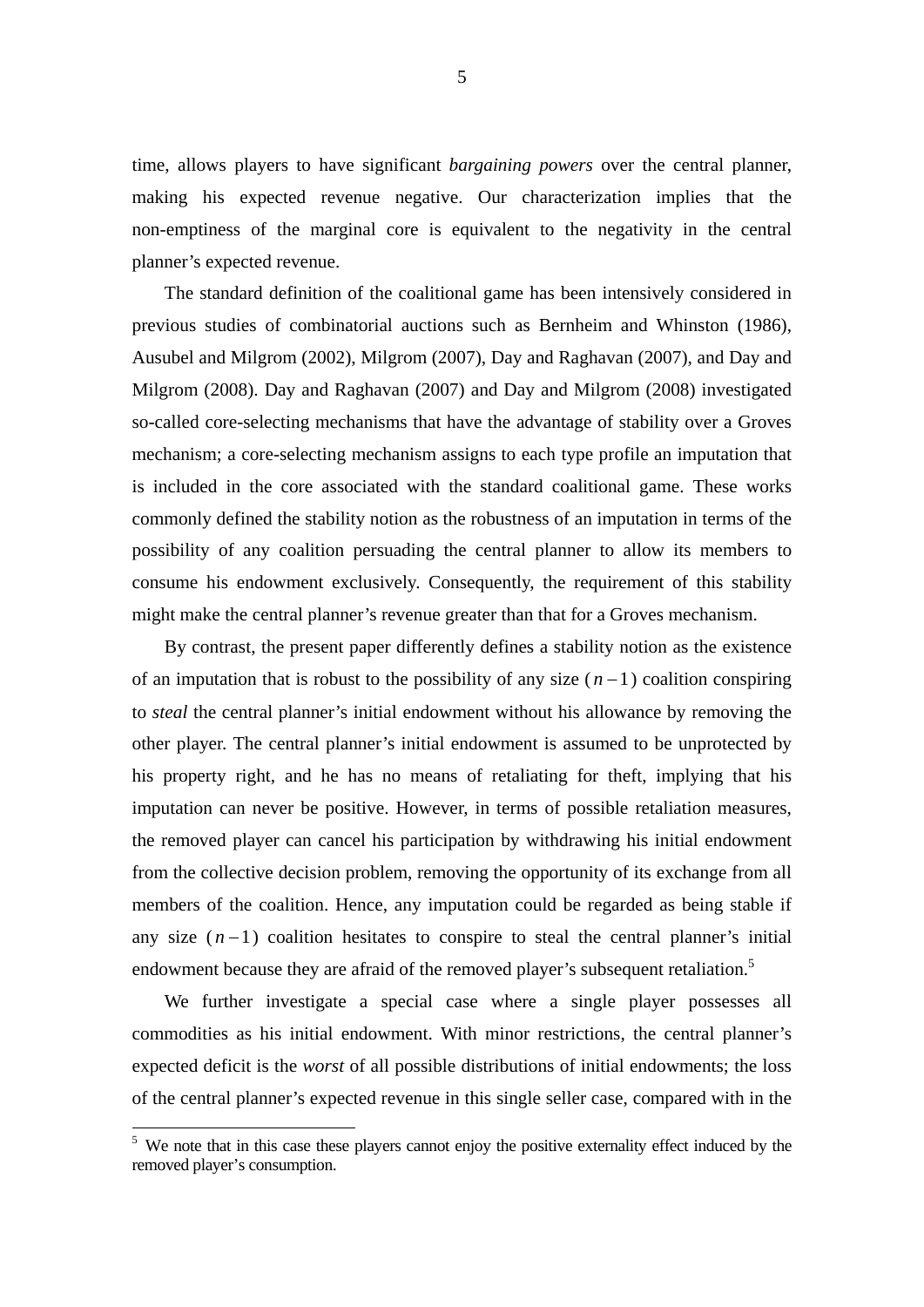time, allows players to have significant *bargaining powers* over the central planner, making his expected revenue negative. Our characterization implies that the non-emptiness of the marginal core is equivalent to the negativity in the central planner's expected revenue.

The standard definition of the coalitional game has been intensively considered in previous studies of combinatorial auctions such as Bernheim and Whinston (1986), Ausubel and Milgrom (2002), Milgrom (2007), Day and Raghavan (2007), and Day and Milgrom (2008). Day and Raghavan (2007) and Day and Milgrom (2008) investigated so-called core-selecting mechanisms that have the advantage of stability over a Groves mechanism; a core-selecting mechanism assigns to each type profile an imputation that is included in the core associated with the standard coalitional game. These works commonly defined the stability notion as the robustness of an imputation in terms of the possibility of any coalition persuading the central planner to allow its members to consume his endowment exclusively. Consequently, the requirement of this stability might make the central planner's revenue greater than that for a Groves mechanism.

By contrast, the present paper differently defines a stability notion as the existence of an imputation that is robust to the possibility of any size $(n-1)$ coalition conspiring to *steal* the central planner's initial endowment without his allowance by removing the other player. The central planner's initial endowment is assumed to be unprotected by his property right, and he has no means of retaliating for theft, implying that his imputation can never be positive. However, in terms of possible retaliation measures, the removed player can cancel his participation by withdrawing his initial endowment from the collective decision problem, removing the opportunity of its exchange from all members of the coalition. Hence, any imputation could be regarded as being stable if any size $(n-1)$ coalition hesitates to conspire to steal the central planner's initial endowment because they are afraid of the removed player's subsequent retaliation.[5]

We further investigate a special case where a single player possesses all commodities as his initial endowment. With minor restrictions, the central planner's expected deficit is the *worst* of all possible distributions of initial endowments; the loss of the central planner's expected revenue in this single seller case, compared with in the

[5] We note that in this case these players cannot enjoy the positive externality effect induced by the removed player's consumption.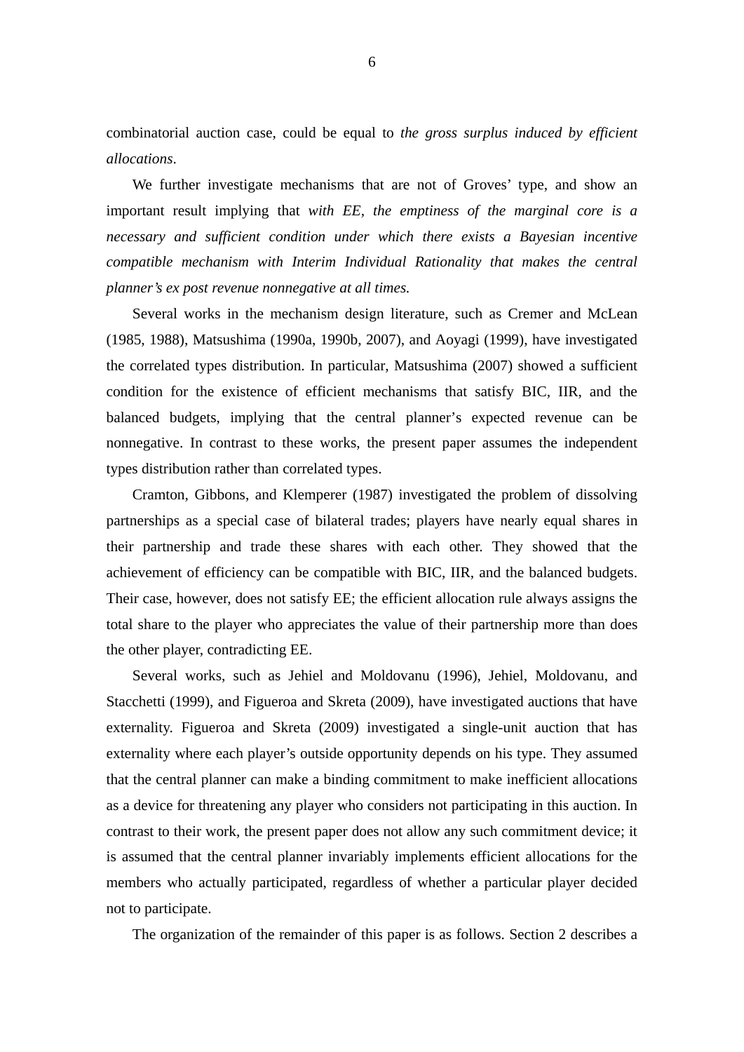combinatorial auction case, could be equal to *the gross surplus induced by efficient allocations*.

We further investigate mechanisms that are not of Groves' type, and show an important result implying that *with EE, the emptiness of the marginal core is a necessary and sufficient condition under which there exists a Bayesian incentive compatible mechanism with Interim Individual Rationality that makes the central planner's ex post revenue nonnegative at all times.*

Several works in the mechanism design literature, such as Cremer and McLean (1985, 1988), Matsushima (1990a, 1990b, 2007), and Aoyagi (1999), have investigated the correlated types distribution. In particular, Matsushima (2007) showed a sufficient condition for the existence of efficient mechanisms that satisfy BIC, IIR, and the balanced budgets, implying that the central planner's expected revenue can be nonnegative. In contrast to these works, the present paper assumes the independent types distribution rather than correlated types.

Cramton, Gibbons, and Klemperer (1987) investigated the problem of dissolving partnerships as a special case of bilateral trades; players have nearly equal shares in their partnership and trade these shares with each other. They showed that the achievement of efficiency can be compatible with BIC, IIR, and the balanced budgets. Their case, however, does not satisfy EE; the efficient allocation rule always assigns the total share to the player who appreciates the value of their partnership more than does the other player, contradicting EE.

Several works, such as Jehiel and Moldovanu (1996), Jehiel, Moldovanu, and Stacchetti (1999), and Figueroa and Skreta (2009), have investigated auctions that have externality. Figueroa and Skreta (2009) investigated a single-unit auction that has externality where each player's outside opportunity depends on his type. They assumed that the central planner can make a binding commitment to make inefficient allocations as a device for threatening any player who considers not participating in this auction. In contrast to their work, the present paper does not allow any such commitment device; it is assumed that the central planner invariably implements efficient allocations for the members who actually participated, regardless of whether a particular player decided not to participate.

The organization of the remainder of this paper is as follows. Section 2 describes a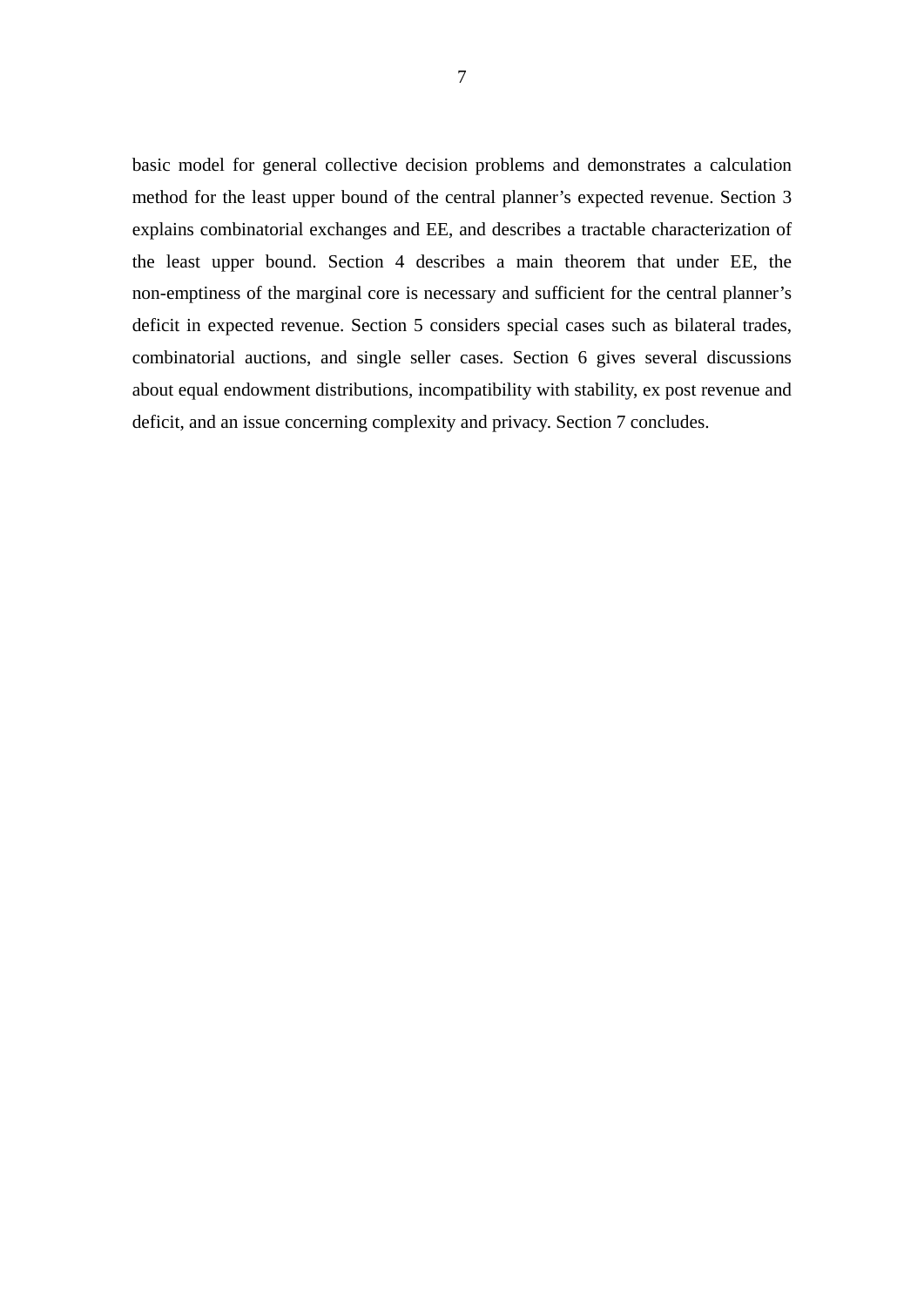basic model for general collective decision problems and demonstrates a calculation method for the least upper bound of the central planner's expected revenue. Section 3 explains combinatorial exchanges and EE, and describes a tractable characterization of the least upper bound. Section 4 describes a main theorem that under EE, the non-emptiness of the marginal core is necessary and sufficient for the central planner's deficit in expected revenue. Section 5 considers special cases such as bilateral trades, combinatorial auctions, and single seller cases. Section 6 gives several discussions about equal endowment distributions, incompatibility with stability, ex post revenue and deficit, and an issue concerning complexity and privacy. Section 7 concludes.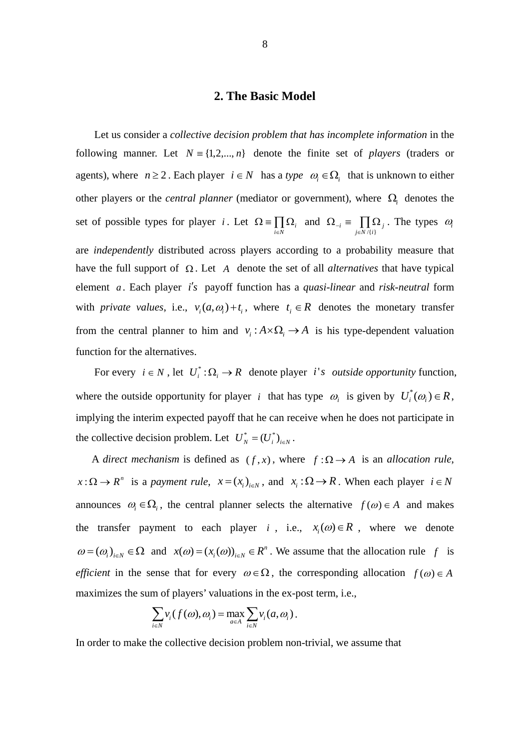## 2. The Basic Model

Let us consider a *collective decision problem that has incomplete information* in the following manner. Let $N \equiv \{1,2,...,n\}$ denote the finite set of *players* (traders or agents), where $n \geq 2$. Each player $i \in N$ has a *type* $\omega_i \in \Omega_i$ that is unknown to either other players or the *central planner* (mediator or government), where $\Omega_i$ denotes the set of possible types for player $i$. Let $\Omega \equiv \prod_{i \in N} \Omega_i$ and $\Omega_{-i} \equiv \prod_{j \in N/\{i\}} \Omega_j$. The types $\omega_i$ are *independently* distributed across players according to a probability measure that have the full support of $\Omega$. Let $A$ denote the set of all *alternatives* that have typical element $a$. Each player $i's$ payoff function has a *quasi-linear* and *risk-neutral* form with *private values*, i.e., $v_i(a, \omega_i) + t_i$, where $t_i \in R$ denotes the monetary transfer from the central planner to him and $v_i : A \times \Omega_i \to A$ is his type-dependent valuation function for the alternatives.

For every $i \in N$, let $U_i^* : \Omega_i \to R$ denote player $i's$ *outside opportunity* function, where the outside opportunity for player $i$ that has type $\omega_i$ is given by $U_i^*(\omega_i) \in R$, implying the interim expected payoff that he can receive when he does not participate in the collective decision problem. Let $U_N^* = (U_i^*)_{i \in N}$.

A *direct mechanism* is defined as $(f, x)$, where $f : \Omega \to A$ is an *allocation rule*, $x : \Omega \to R^n$ is a *payment rule*, $x = (x_i)_{i \in N}$, and $x_i : \Omega \to R$. When each player $i \in N$ announces $\omega_i \in \Omega_i$, the central planner selects the alternative $f(\omega) \in A$ and makes the transfer payment to each player $i$, i.e., $x_i(\omega) \in R$, where we denote $\omega = (\omega_i)_{i \in N} \in \Omega$ and $x(\omega) = (x_i(\omega))_{i \in N} \in R^n$. We assume that the allocation rule $f$ is *efficient* in the sense that for every $\omega \in \Omega$, the corresponding allocation $f(\omega) \in A$ maximizes the sum of players' valuations in the ex-post term, i.e.,

$$\sum_{i \in N} v_i(f(\omega), \omega_i) = \max_{a \in A} \sum_{i \in N} v_i(a, \omega_i).$$

In order to make the collective decision problem non-trivial, we assume that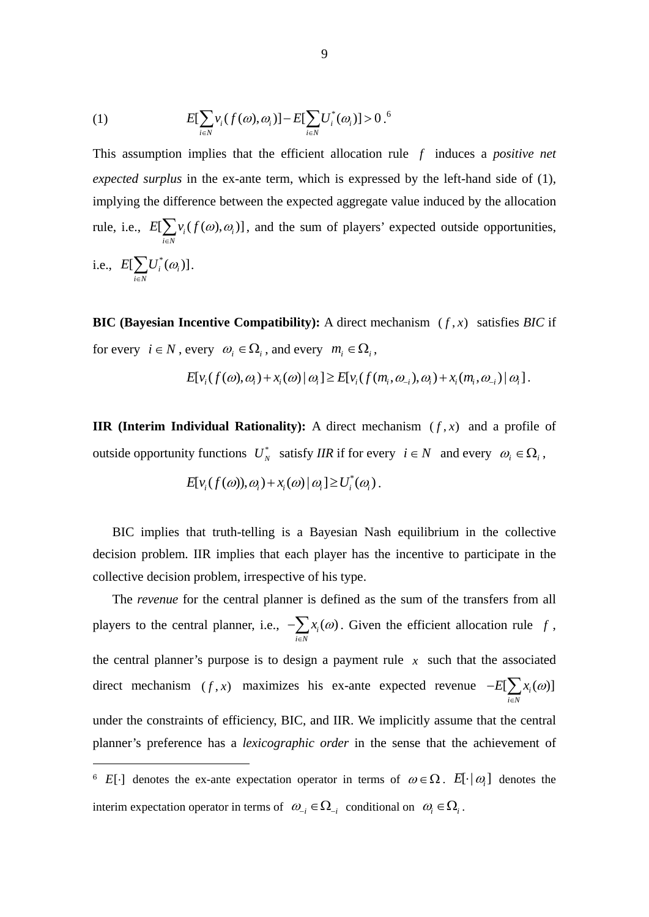(1) $$E[\sum_{i \in N} v_i(f(\omega), \omega_i)] - E[\sum_{i \in N} U_i^*(\omega_i)] > 0 .$$[6]

This assumption implies that the efficient allocation rule $f$ induces a *positive net expected surplus* in the ex-ante term, which is expressed by the left-hand side of (1), implying the difference between the expected aggregate value induced by the allocation rule, i.e., $E[\sum_{i \in N} v_i(f(\omega), \omega_i)]$, and the sum of players' expected outside opportunities, i.e., $E[\sum_{i \in N} U_i^*(\omega_i)]$.

**BIC (Bayesian Incentive Compatibility):** A direct mechanism $(f, x)$ satisfies *BIC* if for every $i \in N$, every $\omega_i \in \Omega_i$, and every $m_i \in \Omega_i$,

$$E[v_i(f(\omega), \omega_i) + x_i(\omega) \mid \omega_i] \geq E[v_i(f(m_i, \omega_{-i}), \omega_i) + x_i(m_i, \omega_{-i}) \mid \omega_i].$$

**IIR (Interim Individual Rationality):** A direct mechanism $(f, x)$ and a profile of outside opportunity functions $U_N^*$ satisfy *IIR* if for every $i \in N$ and every $\omega_i \in \Omega_i$,

$$E[v_i(f(\omega)), \omega_i) + x_i(\omega) \mid \omega_i] \geq U_i^*(\omega_i).$$

BIC implies that truth-telling is a Bayesian Nash equilibrium in the collective decision problem. IIR implies that each player has the incentive to participate in the collective decision problem, irrespective of his type.

The *revenue* for the central planner is defined as the sum of the transfers from all players to the central planner, i.e., $-\sum_{i \in N} x_i(\omega)$. Given the efficient allocation rule $f$, the central planner's purpose is to design a payment rule $x$ such that the associated direct mechanism $(f, x)$ maximizes his ex-ante expected revenue $-E[\sum_{i \in N} x_i(\omega)]$ under the constraints of efficiency, BIC, and IIR. We implicitly assume that the central planner's preference has a *lexicographic order* in the sense that the achievement of

---

[6] $E[\cdot]$ denotes the ex-ante expectation operator in terms of $\omega \in \Omega$. $E[\cdot \mid \omega_i]$ denotes the interim expectation operator in terms of $\omega_{-i} \in \Omega_{-i}$ conditional on $\omega_i \in \Omega_i$.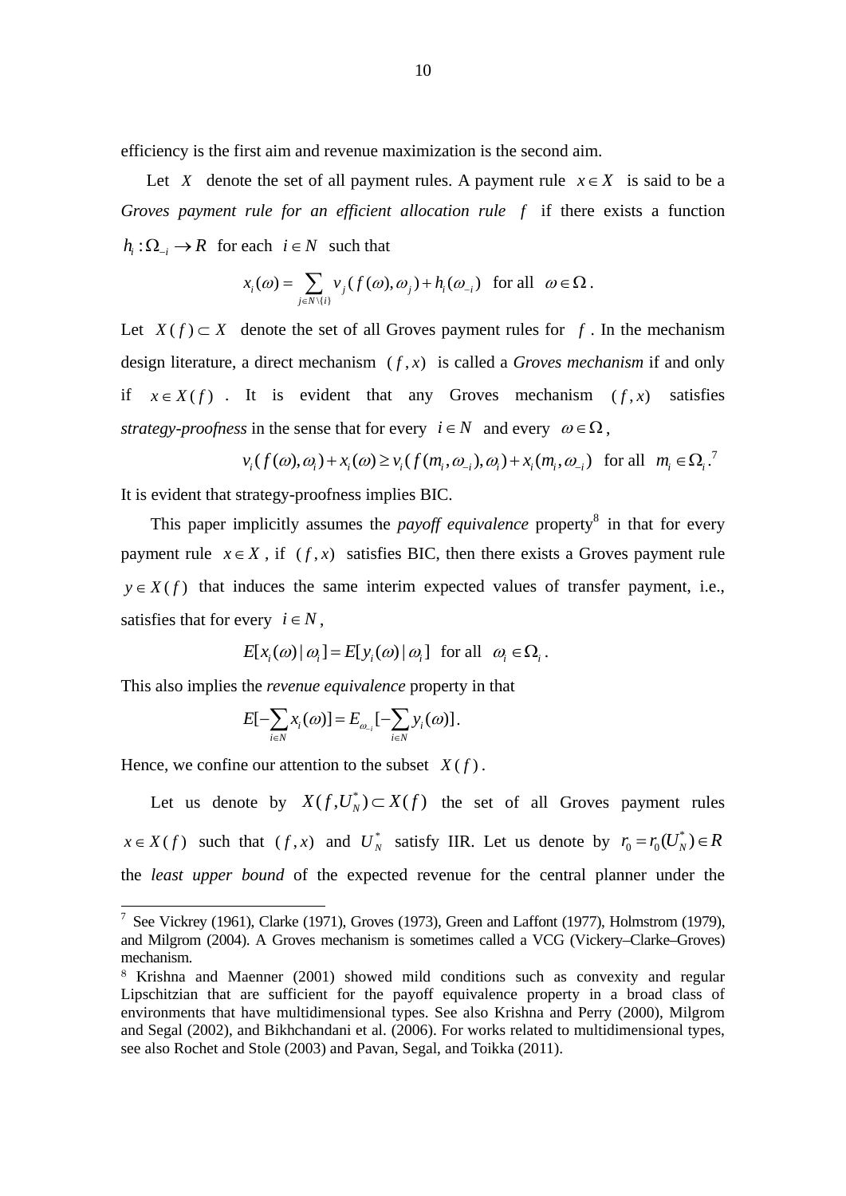efficiency is the first aim and revenue maximization is the second aim.

Let $X$ denote the set of all payment rules. A payment rule $x \in X$ is said to be a *Groves payment rule for an efficient allocation rule* $f$ if there exists a function $h_i : \Omega_{-i} \to R$ for each $i \in N$ such that

$$x_i(\omega) = \sum_{j \in N \setminus \{i\}} v_j(f(\omega), \omega_j) + h_i(\omega_{-i}) \text{ for all } \omega \in \Omega .$$

Let $X(f) \subset X$ denote the set of all Groves payment rules for $f$. In the mechanism design literature, a direct mechanism $(f, x)$ is called a *Groves mechanism* if and only if $x \in X(f)$. It is evident that any Groves mechanism $(f, x)$ satisfies *strategy-proofness* in the sense that for every $i \in N$ and every $\omega \in \Omega$,

$$v_i(f(\omega), \omega_i) + x_i(\omega) \geq v_i(f(m_i, \omega_{-i}), \omega_i) + x_i(m_i, \omega_{-i}) \text{ for all } m_i \in \Omega_i .$$ [7]

It is evident that strategy-proofness implies BIC.

This paper implicitly assumes the *payoff equivalence* property[8] in that for every payment rule $x \in X$, if $(f, x)$ satisfies BIC, then there exists a Groves payment rule $y \in X(f)$ that induces the same interim expected values of transfer payment, i.e., satisfies that for every $i \in N$,

$$E[x_i(\omega) | \omega_i] = E[y_i(\omega) | \omega_i] \text{ for all } \omega_i \in \Omega_i .$$

This also implies the *revenue equivalence* property in that

$$E[-\sum_{i \in N} x_i(\omega)] = E_{\omega_{-i}}[-\sum_{i \in N} y_i(\omega)] .$$

Hence, we confine our attention to the subset $X(f)$.

Let us denote by $X(f, U_N^*) \subset X(f)$ the set of all Groves payment rules $x \in X(f)$ such that $(f, x)$ and $U_N^*$ satisfy IIR. Let us denote by $r_0 = r_0(U_N^*) \in R$ the *least upper bound* of the expected revenue for the central planner under the

---

[7] See Vickrey (1961), Clarke (1971), Groves (1973), Green and Laffont (1977), Holmstrom (1979), and Milgrom (2004). A Groves mechanism is sometimes called a VCG (Vickery–Clarke–Groves) mechanism.

[8] Krishna and Maenner (2001) showed mild conditions such as convexity and regular Lipschitzian that are sufficient for the payoff equivalence property in a broad class of environments that have multidimensional types. See also Krishna and Perry (2000), Milgrom and Segal (2002), and Bikhchandani et al. (2006). For works related to multidimensional types, see also Rochet and Stole (2003) and Pavan, Segal, and Toikka (2011).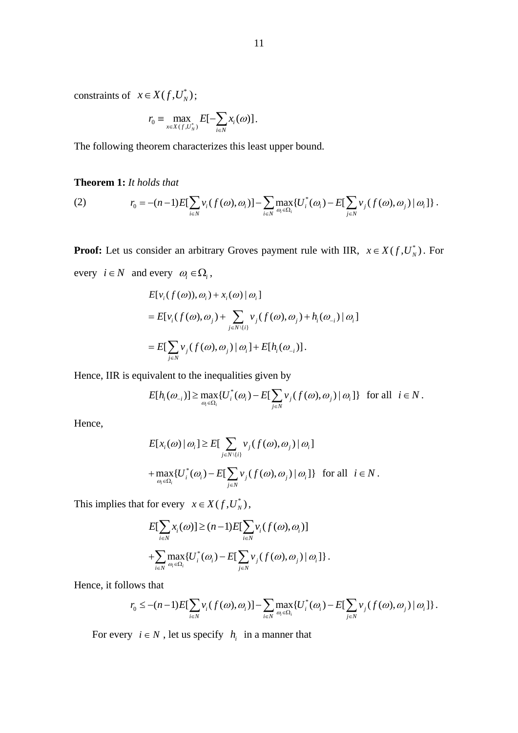constraints of $x \in X(f, U_N^*)$;

$$r_0 \equiv \max_{x \in X(f, U_N^*)} E[-\sum_{i \in N} x_i(\omega)].$$

The following theorem characterizes this least upper bound.

**Theorem 1:** *It holds that*

$$r_0 = -(n-1)E[\sum_{i \in N} v_i(f(\omega), \omega_i)] - \sum_{i \in N} \max_{\omega_i \in \Omega_i} \{U_i^*(\omega_i) - E[\sum_{j \in N} v_j(f(\omega), \omega_j) \mid \omega_i]\}. \tag{2}$$

**Proof:** Let us consider an arbitrary Groves payment rule with IIR, $x \in X(f, U_N^*)$. For every $i \in N$ and every $\omega_i \in \Omega_i$,

$$E[v_i(f(\omega)), \omega_i) + x_i(\omega) \mid \omega_i]$$

$$= E[v_i(f(\omega), \omega_j) + \sum_{j \in N \setminus \{i\}} v_j(f(\omega), \omega_j) + h_i(\omega_{-i}) \mid \omega_i]$$

$$= E[\sum_{j \in N} v_j(f(\omega), \omega_j) \mid \omega_i] + E[h_i(\omega_{-i})].$$

Hence, IIR is equivalent to the inequalities given by

$$E[h_i(\omega_{-i})] \geq \max_{\omega_i \in \Omega_i} \{U_i^*(\omega_i) - E[\sum_{j \in N} v_j(f(\omega), \omega_j) \mid \omega_i]\} \text{ for all } i \in N.$$

Hence,

$$E[x_i(\omega) \mid \omega_i] \geq E[\sum_{j \in N \setminus \{i\}} v_j(f(\omega), \omega_j) \mid \omega_i]$$

$$+ \max_{\omega_i \in \Omega_i} \{U_i^*(\omega_i) - E[\sum_{j \in N} v_j(f(\omega), \omega_j) \mid \omega_i]\} \text{ for all } i \in N.$$

This implies that for every $x \in X(f, U_N^*)$,

$$E[\sum_{i \in N} x_i(\omega)] \geq (n-1)E[\sum_{i \in N} v_i(f(\omega), \omega_i)]$$

$$+ \sum_{i \in N} \max_{\omega_i \in \Omega_i} \{U_i^*(\omega_i) - E[\sum_{j \in N} v_j(f(\omega), \omega_j) \mid \omega_i]\}.$$

Hence, it follows that

$$r_0 \leq -(n-1)E[\sum_{i \in N} v_i(f(\omega), \omega_i)] - \sum_{i \in N} \max_{\omega_i \in \Omega_i} \{U_i^*(\omega_i) - E[\sum_{j \in N} v_j(f(\omega), \omega_j) \mid \omega_i]\}.$$

For every $i \in N$, let us specify $h_i$ in a manner that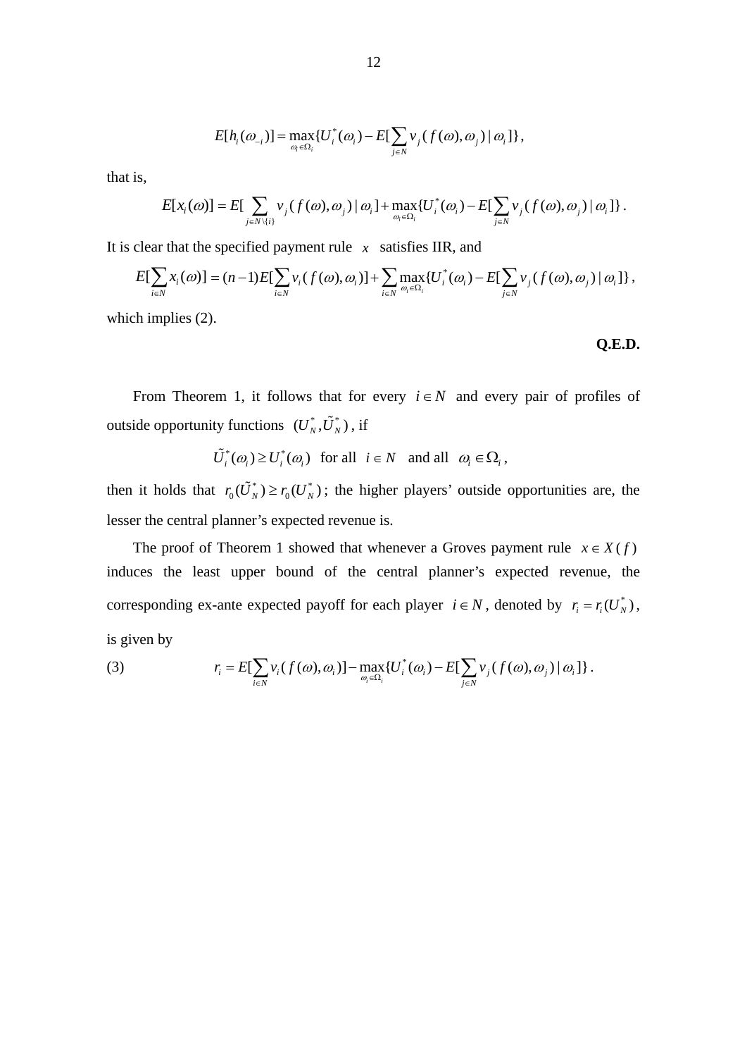$$E[h_i(\omega_{-i})] = \max_{\omega_i \in \Omega_i} \{U_i^*(\omega_i) - E[\sum_{j \in N} v_j(f(\omega), \omega_j) \mid \omega_i]\},$$

that is,

$$E[x_i(\omega)] = E[\sum_{j \in N \setminus \{i\}} v_j(f(\omega), \omega_j) \mid \omega_i] + \max_{\omega_i \in \Omega_i} \{U_i^*(\omega_i) - E[\sum_{j \in N} v_j(f(\omega), \omega_j) \mid \omega_i]\}.$$

It is clear that the specified payment rule $x$ satisfies IIR, and

$$E[\sum_{i \in N} x_i(\omega)] = (n-1)E[\sum_{i \in N} v_i(f(\omega), \omega_i)] + \sum_{i \in N} \max_{\omega_i \in \Omega_i} \{U_i^*(\omega_i) - E[\sum_{j \in N} v_j(f(\omega), \omega_j) \mid \omega_i]\},$$

which implies (2).

**Q.E.D.**

From Theorem 1, it follows that for every $i \in N$ and every pair of profiles of outside opportunity functions $(U_N^*, \tilde{U}_N^*)$, if

$$\tilde{U}_i^*(\omega_i) \geq U_i^*(\omega_i) \text{ for all } i \in N \text{ and all } \omega_i \in \Omega_i,$$

then it holds that $r_0(\tilde{U}_N^*) \geq r_0(U_N^*)$; the higher players' outside opportunities are, the lesser the central planner's expected revenue is.

The proof of Theorem 1 showed that whenever a Groves payment rule $x \in X(f)$ induces the least upper bound of the central planner's expected revenue, the corresponding ex-ante expected payoff for each player $i \in N$, denoted by $r_i = r_i(U_N^*)$, is given by

$$r_i = E[\sum_{i \in N} v_i(f(\omega), \omega_i)] - \max_{\omega_i \in \Omega_i} \{U_i^*(\omega_i) - E[\sum_{j \in N} v_j(f(\omega), \omega_j) \mid \omega_i]\}. \tag{3}$$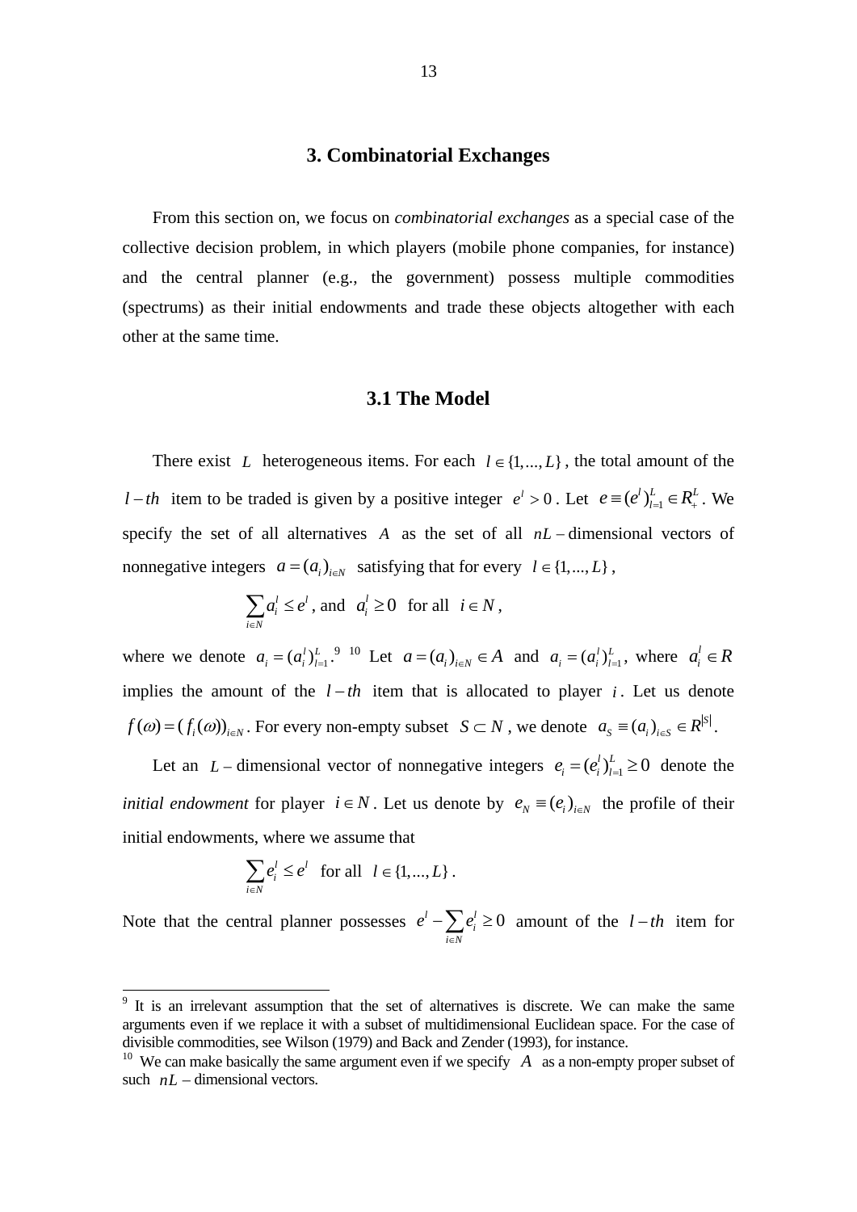## 3. Combinatorial Exchanges

From this section on, we focus on *combinatorial exchanges* as a special case of the collective decision problem, in which players (mobile phone companies, for instance) and the central planner (e.g., the government) possess multiple commodities (spectrums) as their initial endowments and trade these objects altogether with each other at the same time.

### 3.1 The Model

There exist $L$ heterogeneous items. For each $l \in \{1,...,L\}$, the total amount of the $l-th$ item to be traded is given by a positive integer $e^l > 0$. Let $e \equiv (e^l)_{l=1}^L \in R_+^L$. We specify the set of all alternatives $A$ as the set of all $nL-$dimensional vectors of nonnegative integers $a = (a_i)_{i \in N}$ satisfying that for every $l \in \{1,...,L\}$,

$$\sum_{i \in N} a_i^l \leq e^l \text{, and } a_i^l \geq 0 \text{ for all } i \in N,$$

where we denote $a_i = (a_i^l)_{l=1}^L$.[9] [10] Let $a = (a_i)_{i \in N} \in A$ and $a_i = (a_i^l)_{l=1}^L$, where $a_i^l \in R$ implies the amount of the $l-th$ item that is allocated to player $i$. Let us denote $f(\omega) = (f_i(\omega))_{i \in N}$. For every non-empty subset $S \subset N$, we denote $a_S \equiv (a_i)_{i \in S} \in R^{|S|}$.

Let an $L-$dimensional vector of nonnegative integers $e_i = (e_i^l)_{l=1}^L \geq 0$ denote the *initial endowment* for player $i \in N$. Let us denote by $e_N \equiv (e_i)_{i \in N}$ the profile of their initial endowments, where we assume that

$$\sum_{i \in N} e_i^l \leq e^l \text{ for all } l \in \{1,...,L\}.$$

Note that the central planner possesses $e^l - \sum_{i \in N} e_i^l \geq 0$ amount of the $l-th$ item for

---

[9] It is an irrelevant assumption that the set of alternatives is discrete. We can make the same arguments even if we replace it with a subset of multidimensional Euclidean space. For the case of divisible commodities, see Wilson (1979) and Back and Zender (1993), for instance.

[10] We can make basically the same argument even if we specify $A$ as a non-empty proper subset of such $nL-$dimensional vectors.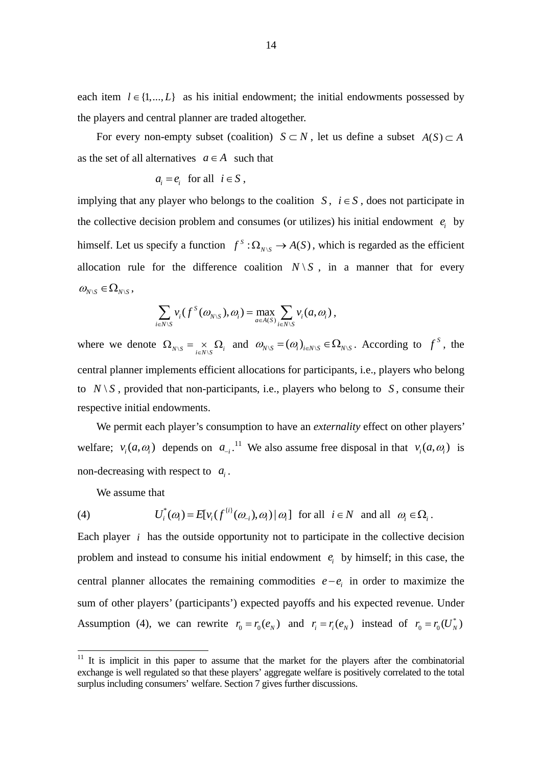each item $l \in \{1,...,L\}$ as his initial endowment; the initial endowments possessed by the players and central planner are traded altogether.

For every non-empty subset (coalition) $S \subset N$, let us define a subset $A(S) \subset A$ as the set of all alternatives $a \in A$ such that

$$a_i = e_i \text{ for all } i \in S,$$

implying that any player who belongs to the coalition $S$, $i \in S$, does not participate in the collective decision problem and consumes (or utilizes) his initial endowment $e_i$ by himself. Let us specify a function $f^S : \Omega_{N \setminus S} \to A(S)$, which is regarded as the efficient allocation rule for the difference coalition $N \setminus S$, in a manner that for every $\omega_{N \setminus S} \in \Omega_{N \setminus S}$,

$$\sum_{i \in N \setminus S} v_i(f^S(\omega_{N \setminus S}), \omega_i) = \max_{a \in A(S)} \sum_{i \in N \setminus S} v_i(a, \omega_i),$$

where we denote $\Omega_{N \setminus S} = \underset{i \in N \setminus S}{\times} \Omega_i$ and $\omega_{N \setminus S} = (\omega_i)_{i \in N \setminus S} \in \Omega_{N \setminus S}$. According to $f^S$, the central planner implements efficient allocations for participants, i.e., players who belong to $N \setminus S$, provided that non-participants, i.e., players who belong to $S$, consume their respective initial endowments.

We permit each player's consumption to have an *externality* effect on other players' welfare; $v_i(a, \omega_i)$ depends on $a_{-i}$.[11] We also assume free disposal in that $v_i(a, \omega_i)$ is non-decreasing with respect to $a_i$.

We assume that

$$(4) \qquad U_i^*(\omega_i) = E[v_i(f^{\{i\}}(\omega_{-i}), \omega_i) \mid \omega_i] \text{ for all } i \in N \text{ and all } \omega_i \in \Omega_i.$$

Each player $i$ has the outside opportunity not to participate in the collective decision problem and instead to consume his initial endowment $e_i$ by himself; in this case, the central planner allocates the remaining commodities $e - e_i$ in order to maximize the sum of other players' (participants') expected payoffs and his expected revenue. Under Assumption (4), we can rewrite $r_0 = r_0(e_N)$ and $r_i = r_i(e_N)$ instead of $r_0 = r_0(U_N^*)$

---

[11] It is implicit in this paper to assume that the market for the players after the combinatorial exchange is well regulated so that these players' aggregate welfare is positively correlated to the total surplus including consumers' welfare. Section 7 gives further discussions.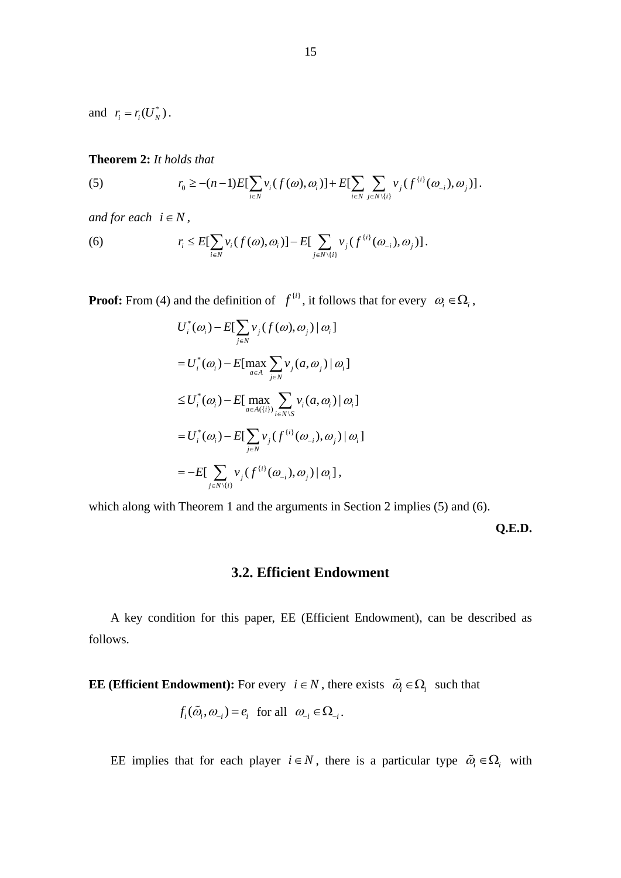and $r_i = r_i(U_N^*)$.

**Theorem 2:** *It holds that*

$$r_0 \geq -(n-1)E[\sum_{i\in N} v_i(f(\omega),\omega_i)] + E[\sum_{i\in N}\sum_{j\in N\setminus\{i\}} v_j(f^{\{i\}}(\omega_{-i}),\omega_j)]. \tag{5}$$

*and for each* $i \in N$,

$$r_i \leq E[\sum_{i\in N} v_i(f(\omega),\omega_i)] - E[\sum_{j\in N\setminus\{i\}} v_j(f^{\{i\}}(\omega_{-i}),\omega_j)]. \tag{6}$$

**Proof:** From (4) and the definition of $f^{\{i\}}$, it follows that for every $\omega_i \in \Omega_i$,

$$U_i^*(\omega_i) - E[\sum_{j\in N} v_j(f(\omega),\omega_j) \mid \omega_i]$$

$$= U_i^*(\omega_i) - E[\max_{a\in A}\sum_{j\in N} v_j(a,\omega_j) \mid \omega_i]$$

$$\leq U_i^*(\omega_i) - E[\max_{a\in A(\{i\})}\sum_{i\in N\setminus S} v_i(a,\omega_i) \mid \omega_i]$$

$$= U_i^*(\omega_i) - E[\sum_{j\in N} v_j(f^{\{i\}}(\omega_{-i}),\omega_j) \mid \omega_i]$$

$$= -E[\sum_{j\in N\setminus\{i\}} v_j(f^{\{i\}}(\omega_{-i}),\omega_j) \mid \omega_i],$$

which along with Theorem 1 and the arguments in Section 2 implies (5) and (6).

**Q.E.D.**

### 3.2. Efficient Endowment

A key condition for this paper, EE (Efficient Endowment), can be described as follows.

**EE (Efficient Endowment):** For every $i \in N$, there exists $\tilde{\omega}_i \in \Omega_i$ such that

$$f_i(\tilde{\omega}_i,\omega_{-i}) = e_i \text{ for all } \omega_{-i} \in \Omega_{-i}.$$

EE implies that for each player $i \in N$, there is a particular type $\tilde{\omega}_i \in \Omega_i$ with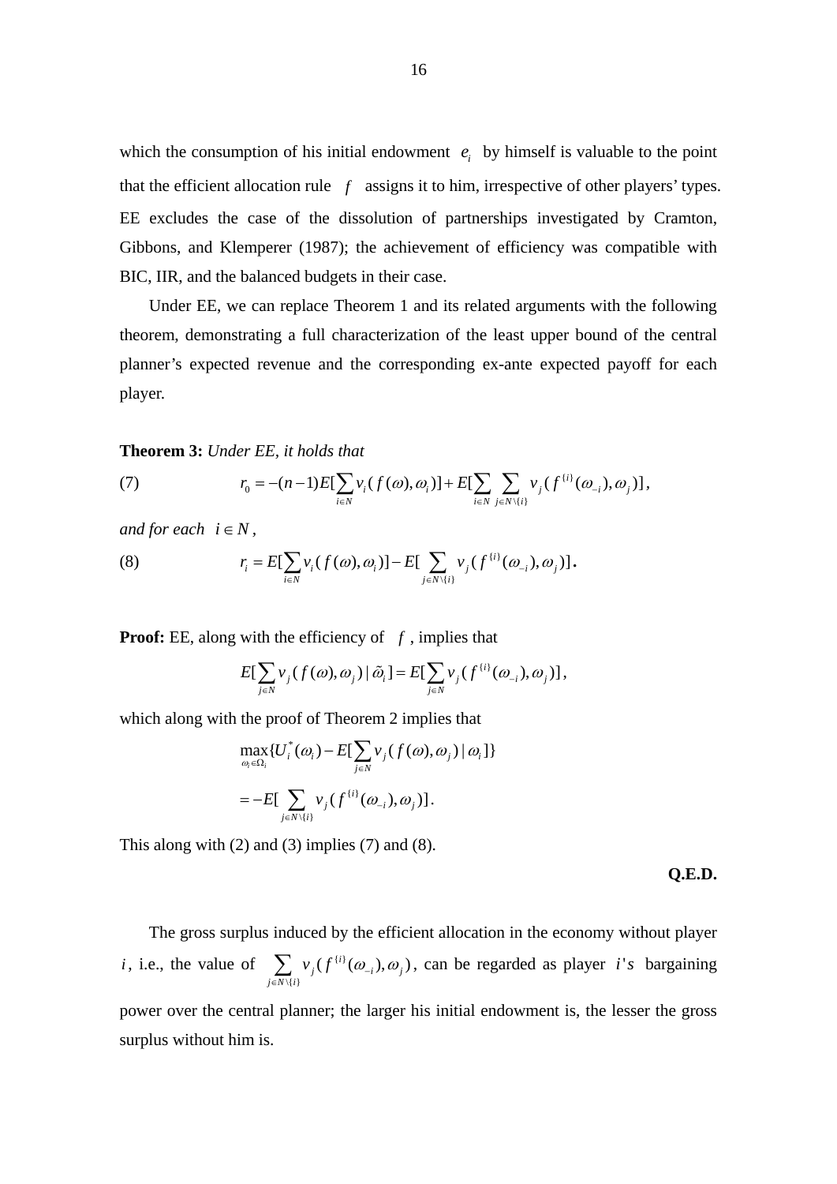which the consumption of his initial endowment $e_i$ by himself is valuable to the point that the efficient allocation rule $f$ assigns it to him, irrespective of other players' types. EE excludes the case of the dissolution of partnerships investigated by Cramton, Gibbons, and Klemperer (1987); the achievement of efficiency was compatible with BIC, IIR, and the balanced budgets in their case.

Under EE, we can replace Theorem 1 and its related arguments with the following theorem, demonstrating a full characterization of the least upper bound of the central planner's expected revenue and the corresponding ex-ante expected payoff for each player.

**Theorem 3:** *Under EE, it holds that*

$$r_0 = -(n-1)E[\sum_{i\in N} v_i(f(\omega),\omega_i)] + E[\sum_{i\in N}\sum_{j\in N\backslash\{i\}} v_j(f^{\{i\}}(\omega_{-i}),\omega_j)], \tag{7}$$

*and for each* $i \in N$,

$$r_i = E[\sum_{i\in N} v_i(f(\omega),\omega_i)] - E[\sum_{j\in N\backslash\{i\}} v_j(f^{\{i\}}(\omega_{-i}),\omega_j)]. \tag{8}$$

**Proof:** EE, along with the efficiency of $f$, implies that

$$E[\sum_{j\in N} v_j(f(\omega),\omega_j) \mid \tilde{\omega}_i] = E[\sum_{j\in N} v_j(f^{\{i\}}(\omega_{-i}),\omega_j)],$$

which along with the proof of Theorem 2 implies that

$$\max_{\omega_i\in\Omega_i}\{U_i^*(\omega_i) - E[\sum_{j\in N} v_j(f(\omega),\omega_j) \mid \omega_i]\}$$

$$= -E[\sum_{j\in N\backslash\{i\}} v_j(f^{\{i\}}(\omega_{-i}),\omega_j)].$$

This along with (2) and (3) implies (7) and (8).

**Q.E.D.**

The gross surplus induced by the efficient allocation in the economy without player $i$, i.e., the value of $\sum_{j\in N\backslash\{i\}} v_j(f^{\{i\}}(\omega_{-i}),\omega_j)$, can be regarded as player $i's$ bargaining power over the central planner; the larger his initial endowment is, the lesser the gross surplus without him is.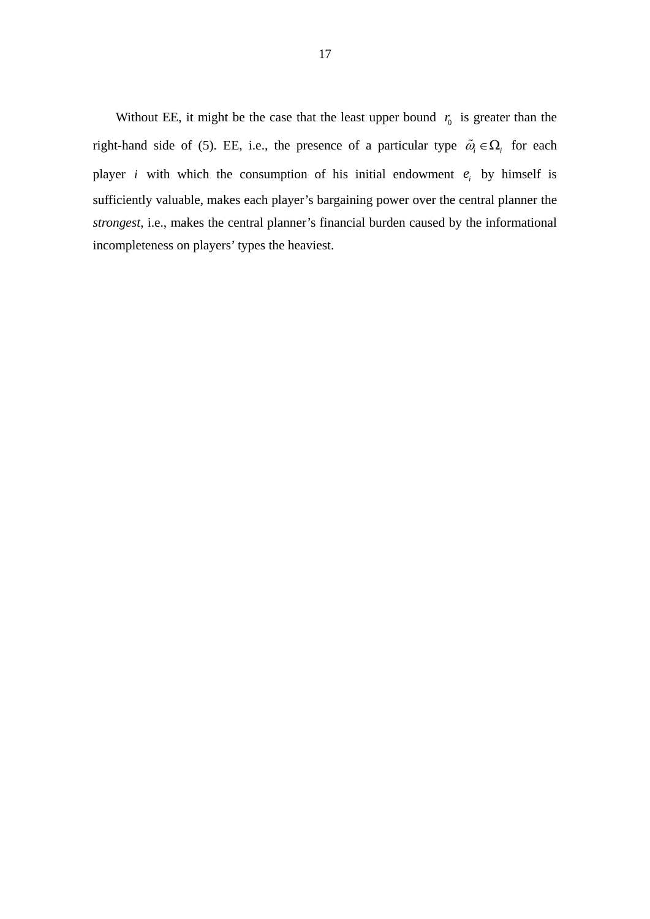Without EE, it might be the case that the least upper bound $r_0$ is greater than the right-hand side of (5). EE, i.e., the presence of a particular type $\tilde{\omega}_i \in \Omega_i$ for each player $i$ with which the consumption of his initial endowment $e_i$ by himself is sufficiently valuable, makes each player's bargaining power over the central planner the *strongest*, i.e., makes the central planner's financial burden caused by the informational incompleteness on players' types the heaviest.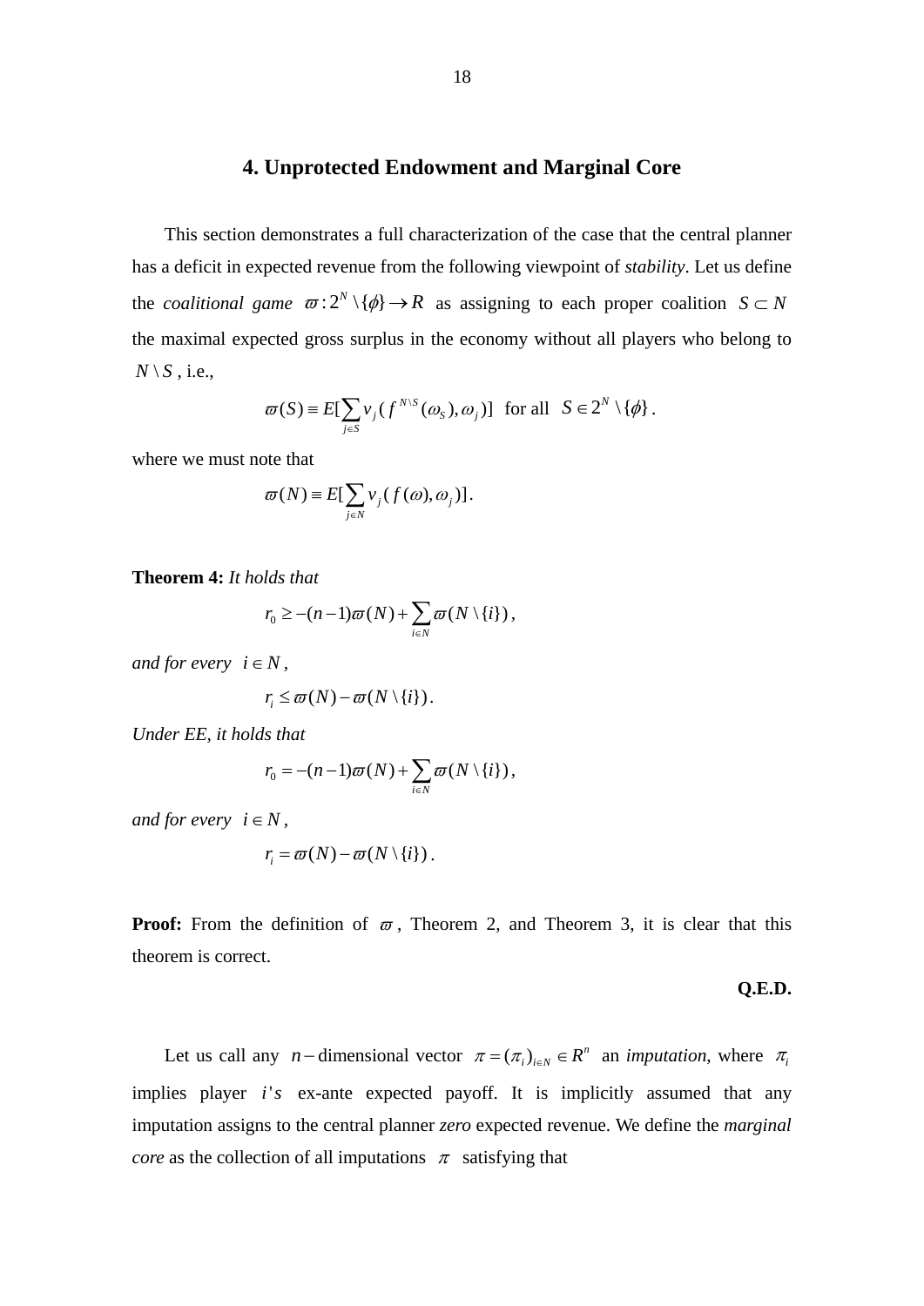## 4. Unprotected Endowment and Marginal Core

This section demonstrates a full characterization of the case that the central planner has a deficit in expected revenue from the following viewpoint of *stability*. Let us define the *coalitional game* $\varpi : 2^N \setminus \{\phi\} \to R$ as assigning to each proper coalition $S \subset N$ the maximal expected gross surplus in the economy without all players who belong to $N \setminus S$, i.e.,

$$\varpi(S) \equiv E[\sum_{j \in S} v_j(f^{N \setminus S}(\omega_S), \omega_j)] \text{ for all } S \in 2^N \setminus \{\phi\}.$$

where we must note that

$$\varpi(N) \equiv E[\sum_{j \in N} v_j(f(\omega), \omega_j)].$$

**Theorem 4:** *It holds that*

$$r_0 \geq -(n-1)\varpi(N) + \sum_{i \in N} \varpi(N \setminus \{i\}),$$

*and for every* $i \in N$,

$$r_i \leq \varpi(N) - \varpi(N \setminus \{i\}).$$

*Under EE, it holds that*

$$r_0 = -(n-1)\varpi(N) + \sum_{i \in N} \varpi(N \setminus \{i\}),$$

*and for every* $i \in N$,

$$r_i = \varpi(N) - \varpi(N \setminus \{i\}).$$

**Proof:** From the definition of $\varpi$, Theorem 2, and Theorem 3, it is clear that this theorem is correct.

**Q.E.D.**

Let us call any $n$-dimensional vector $\pi = (\pi_i)_{i \in N} \in R^n$ an *imputation*, where $\pi_i$ implies player $i's$ ex-ante expected payoff. It is implicitly assumed that any imputation assigns to the central planner *zero* expected revenue. We define the *marginal core* as the collection of all imputations $\pi$ satisfying that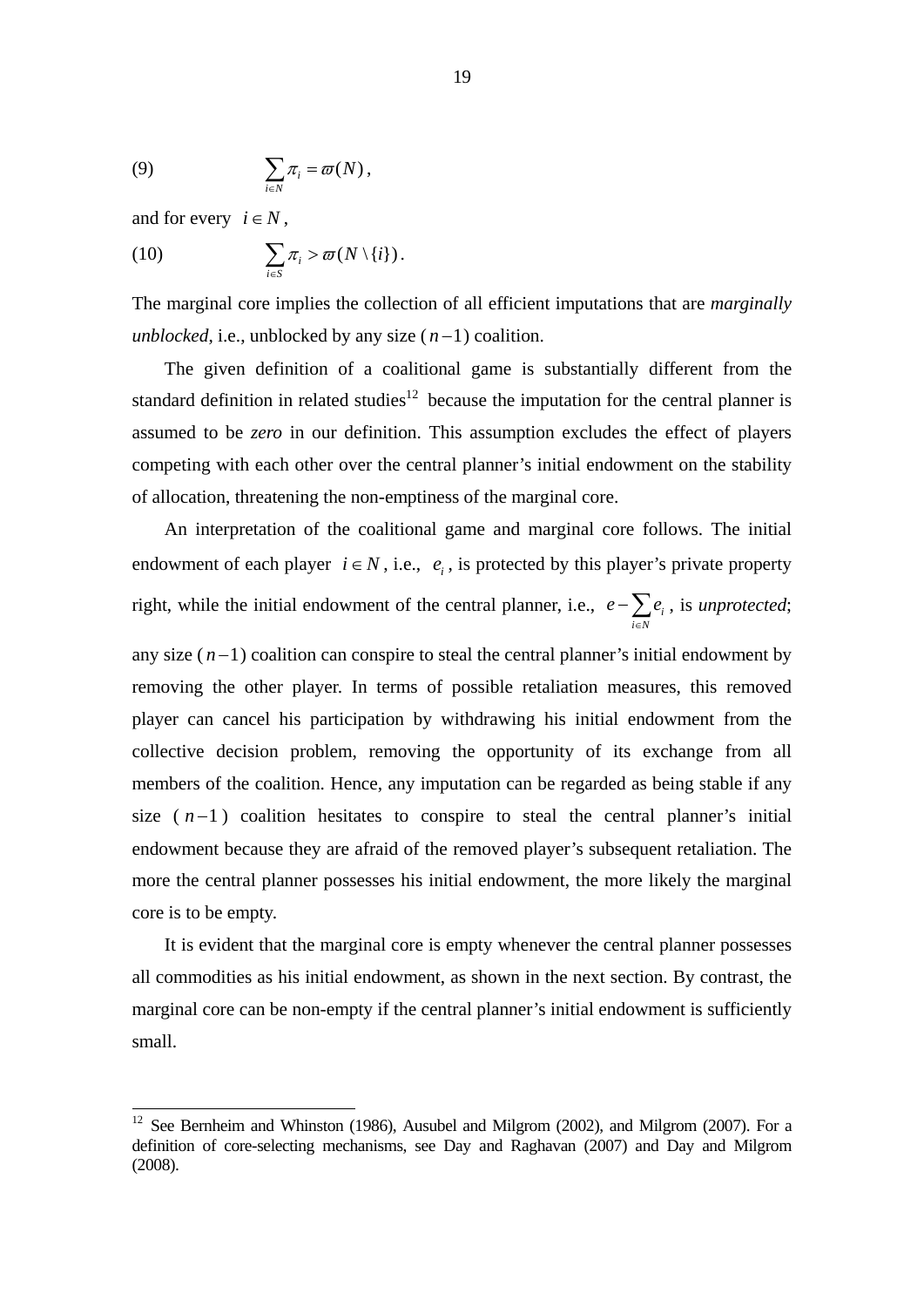$$(9) \qquad \sum_{i \in N} \pi_i = \varpi(N),$$

and for every $i \in N$,

$$(10) \qquad \sum_{i \in S} \pi_i > \varpi(N \setminus \{i\}).$$

The marginal core implies the collection of all efficient imputations that are *marginally unblocked*, i.e., unblocked by any size ($n-1$) coalition.

The given definition of a coalitional game is substantially different from the standard definition in related studies[12] because the imputation for the central planner is assumed to be *zero* in our definition. This assumption excludes the effect of players competing with each other over the central planner's initial endowment on the stability of allocation, threatening the non-emptiness of the marginal core.

An interpretation of the coalitional game and marginal core follows. The initial endowment of each player $i \in N$, i.e., $e_i$, is protected by this player's private property right, while the initial endowment of the central planner, i.e., $e - \sum_{i \in N} e_i$, is *unprotected*; any size ($n-1$) coalition can conspire to steal the central planner's initial endowment by removing the other player. In terms of possible retaliation measures, this removed player can cancel his participation by withdrawing his initial endowment from the collective decision problem, removing the opportunity of its exchange from all members of the coalition. Hence, any imputation can be regarded as being stable if any size ($n-1$) coalition hesitates to conspire to steal the central planner's initial endowment because they are afraid of the removed player's subsequent retaliation. The more the central planner possesses his initial endowment, the more likely the marginal core is to be empty.

It is evident that the marginal core is empty whenever the central planner possesses all commodities as his initial endowment, as shown in the next section. By contrast, the marginal core can be non-empty if the central planner's initial endowment is sufficiently small.

[12] See Bernheim and Whinston (1986), Ausubel and Milgrom (2002), and Milgrom (2007). For a definition of core-selecting mechanisms, see Day and Raghavan (2007) and Day and Milgrom (2008).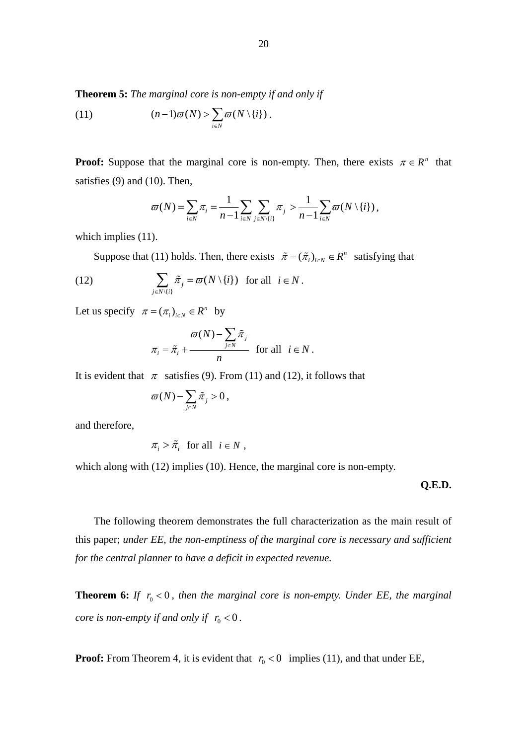**Theorem 5:** *The marginal core is non-empty if and only if*

$$(11) \qquad (n-1)\varpi(N) > \sum_{i\in N} \varpi(N\setminus\{i\}).$$

**Proof:** Suppose that the marginal core is non-empty. Then, there exists $\pi \in R^n$ that satisfies (9) and (10). Then,

$$\varpi(N) = \sum_{i\in N} \pi_i = \frac{1}{n-1}\sum_{i\in N}\sum_{j\in N\setminus\{i\}} \pi_j > \frac{1}{n-1}\sum_{i\in N}\varpi(N\setminus\{i\}),$$

which implies (11).

Suppose that (11) holds. Then, there exists $\tilde{\pi} = (\tilde{\pi}_i)_{i\in N} \in R^n$ satisfying that

$$(12) \qquad \sum_{j\in N\setminus\{i\}} \tilde{\pi}_j = \varpi(N\setminus\{i\}) \quad \text{for all} \quad i \in N.$$

Let us specify $\pi = (\pi_i)_{i\in N} \in R^n$ by

$$\pi_i = \tilde{\pi}_i + \frac{\varpi(N) - \sum_{j\in N}\tilde{\pi}_j}{n} \quad \text{for all} \quad i \in N.$$

It is evident that $\pi$ satisfies (9). From (11) and (12), it follows that

$$\varpi(N) - \sum_{j\in N}\tilde{\pi}_j > 0,$$

and therefore,

$$\pi_i > \tilde{\pi}_i \quad \text{for all} \quad i \in N,$$

which along with (12) implies (10). Hence, the marginal core is non-empty.

**Q.E.D.**

The following theorem demonstrates the full characterization as the main result of this paper; *under EE, the non-emptiness of the marginal core is necessary and sufficient for the central planner to have a deficit in expected revenue.*

**Theorem 6:** *If $r_0 < 0$, then the marginal core is non-empty. Under EE, the marginal core is non-empty if and only if $r_0 < 0$.*

**Proof:** From Theorem 4, it is evident that $r_0 < 0$ implies (11), and that under EE,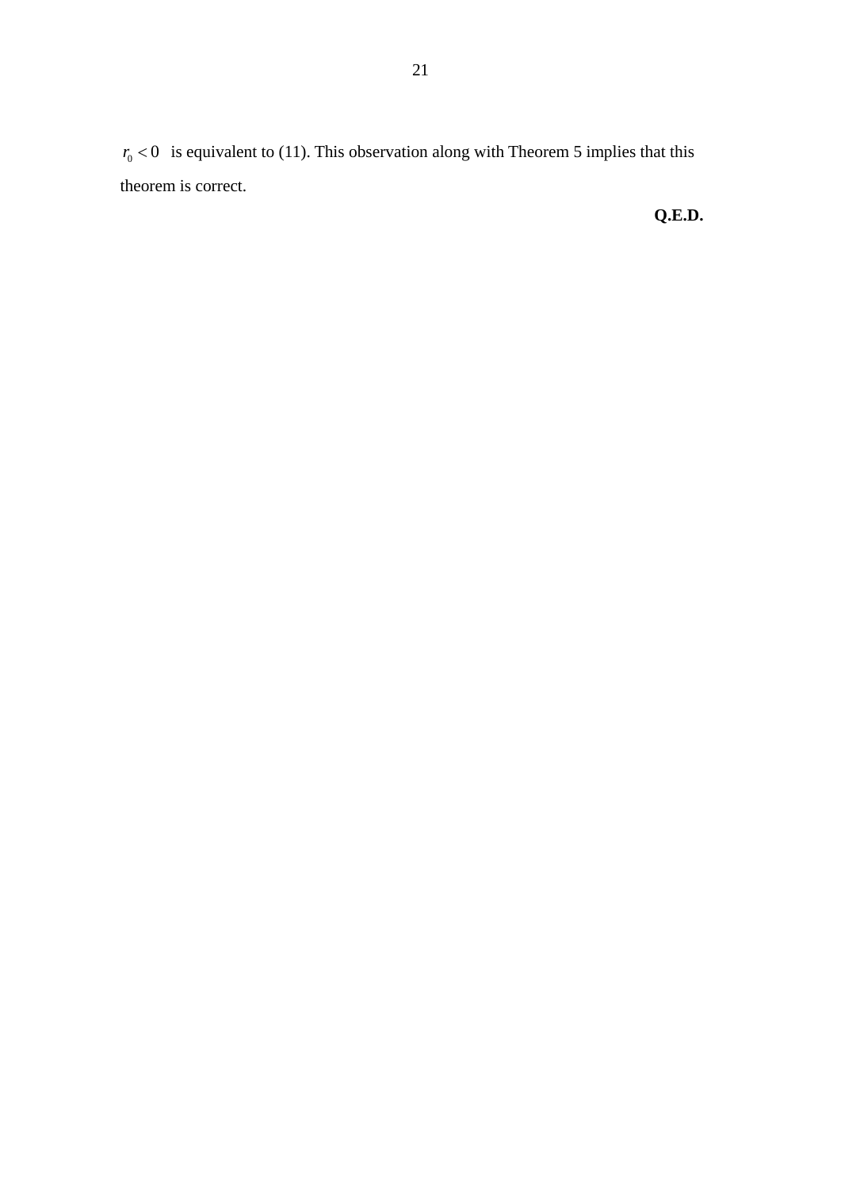$r_0 < 0$ is equivalent to (11). This observation along with Theorem 5 implies that this theorem is correct.

**Q.E.D.**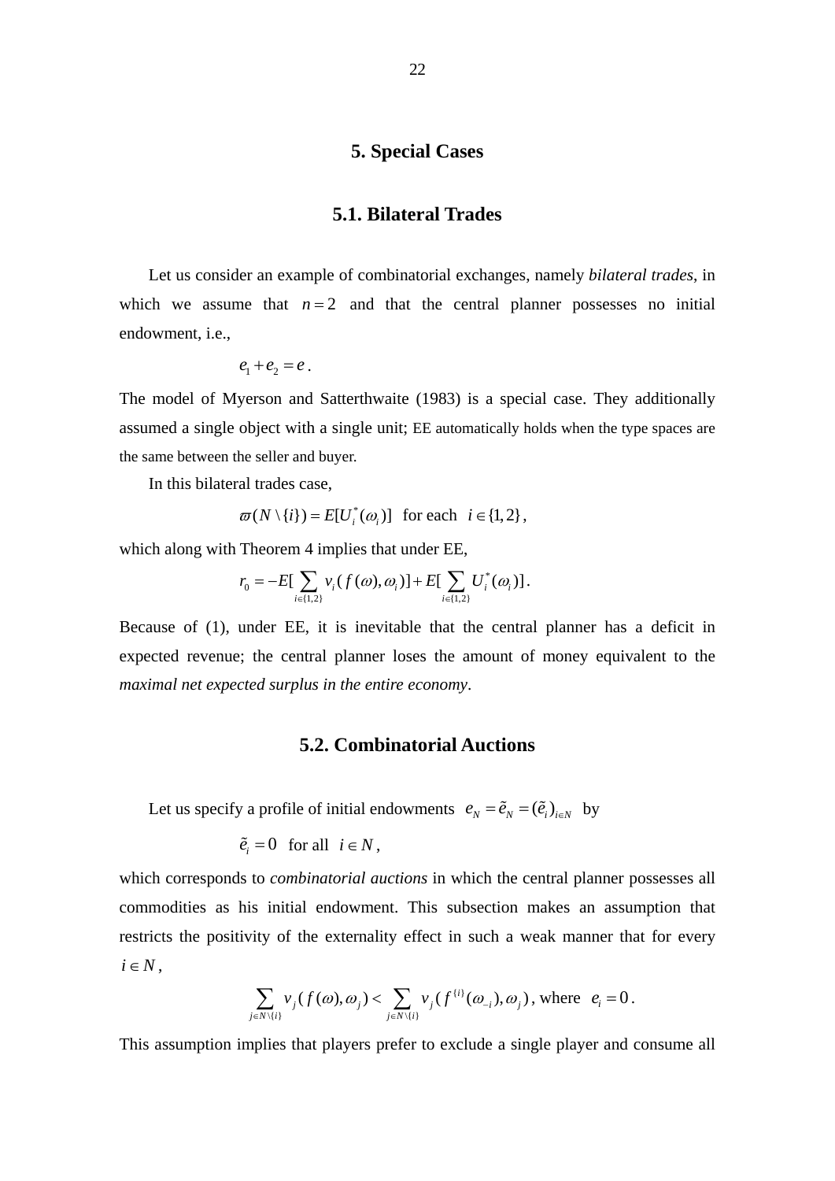## 5. Special Cases

### 5.1. Bilateral Trades

Let us consider an example of combinatorial exchanges, namely *bilateral trades*, in which we assume that $n = 2$ and that the central planner possesses no initial endowment, i.e.,

$$e_1 + e_2 = e\,.$$

The model of Myerson and Satterthwaite (1983) is a special case. They additionally assumed a single object with a single unit; EE automatically holds when the type spaces are the same between the seller and buyer.

In this bilateral trades case,

$$\varpi(N \setminus \{i\}) = E[U_i^*(\omega_i)] \quad \text{for each} \quad i \in \{1,2\},$$

which along with Theorem 4 implies that under EE,

$$r_0 = -E[\sum_{i\in\{1,2\}} v_i(f(\omega),\omega_i)] + E[\sum_{i\in\{1,2\}} U_i^*(\omega_i)]\,.$$

Because of (1), under EE, it is inevitable that the central planner has a deficit in expected revenue; the central planner loses the amount of money equivalent to the *maximal net expected surplus in the entire economy*.

### 5.2. Combinatorial Auctions

Let us specify a profile of initial endowments $e_N = \tilde{e}_N = (\tilde{e}_i)_{i\in N}$ by

$$\tilde{e}_i = 0 \quad \text{for all} \quad i \in N,$$

which corresponds to *combinatorial auctions* in which the central planner possesses all commodities as his initial endowment. This subsection makes an assumption that restricts the positivity of the externality effect in such a weak manner that for every $i \in N$,

$$\sum_{j\in N\setminus\{i\}} v_j(f(\omega),\omega_j) < \sum_{j\in N\setminus\{i\}} v_j(f^{\{i\}}(\omega_{-i}),\omega_j)\,, \text{ where } \ e_i = 0\,.$$

This assumption implies that players prefer to exclude a single player and consume all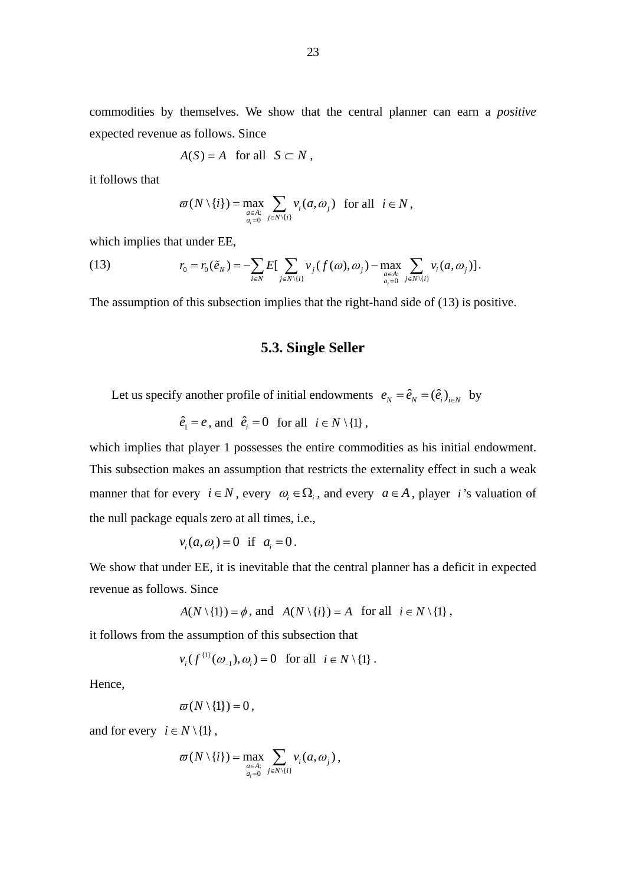commodities by themselves. We show that the central planner can earn a *positive* expected revenue as follows. Since

$$A(S) = A \quad \text{for all} \quad S \subset N,$$

it follows that

$$\varpi(N \setminus \{i\}) = \max_{\substack{a \in A: \\ a_i = 0}} \sum_{j \in N \setminus \{i\}} v_i(a, \omega_j) \quad \text{for all} \quad i \in N,$$

which implies that under EE,

$$r_0 = r_0(\tilde{e}_N) = -\sum_{i \in N} E[\sum_{j \in N \setminus \{i\}} v_j(f(\omega), \omega_j) - \max_{\substack{a \in A: \\ a_i = 0}} \sum_{j \in N \setminus \{i\}} v_i(a, \omega_j)]. \tag{13}$$

The assumption of this subsection implies that the right-hand side of (13) is positive.

## 5.3. Single Seller

Let us specify another profile of initial endowments $e_N = \hat{e}_N = (\hat{e}_i)_{i \in N}$ by

$$\hat{e}_1 = e, \text{ and } \hat{e}_i = 0 \quad \text{for all} \quad i \in N \setminus \{1\},$$

which implies that player 1 possesses the entire commodities as his initial endowment. This subsection makes an assumption that restricts the externality effect in such a weak manner that for every $i \in N$, every $\omega_i \in \Omega_i$, and every $a \in A$, player $i$'s valuation of the null package equals zero at all times, i.e.,

$$v_i(a, \omega_i) = 0 \quad \text{if} \quad a_i = 0.$$

We show that under EE, it is inevitable that the central planner has a deficit in expected revenue as follows. Since

$$A(N \setminus \{1\}) = \phi, \text{ and } A(N \setminus \{i\}) = A \quad \text{for all} \quad i \in N \setminus \{1\},$$

it follows from the assumption of this subsection that

$$v_i(f^{\{1\}}(\omega_{-1}), \omega_i) = 0 \quad \text{for all} \quad i \in N \setminus \{1\}.$$

Hence,

$$\varpi(N \setminus \{1\}) = 0,$$

and for every $i \in N \setminus \{1\}$,

$$\varpi(N \setminus \{i\}) = \max_{\substack{a \in A: \\ a_i = 0}} \sum_{j \in N \setminus \{i\}} v_i(a, \omega_j),$$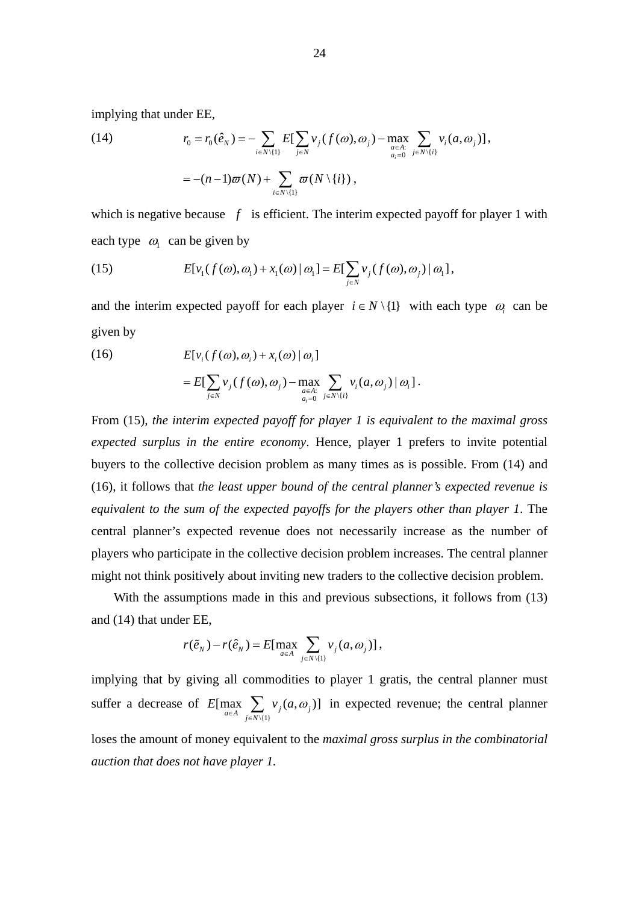implying that under EE,

$$(14) \qquad r_0 = r_0(\hat{e}_N) = -\sum_{i\in N\setminus\{1\}} E[\sum_{j\in N} v_j(f(\omega),\omega_j) - \max_{\substack{a\in A:\\ a_i=0}} \sum_{j\in N\setminus\{i\}} v_i(a,\omega_j)],$$

$$= -(n-1)\varpi(N) + \sum_{i\in N\setminus\{1\}} \varpi(N\setminus\{i\}),$$

which is negative because $f$ is efficient. The interim expected payoff for player 1 with each type $\omega_1$ can be given by

$$(15) \qquad E[v_1(f(\omega),\omega_1) + x_1(\omega) \mid \omega_1] = E[\sum_{j\in N} v_j(f(\omega),\omega_j) \mid \omega_1],$$

and the interim expected payoff for each player $i \in N\setminus\{1\}$ with each type $\omega_i$ can be given by

$$(16) \qquad E[v_i(f(\omega),\omega_i) + x_i(\omega) \mid \omega_i]$$

$$= E[\sum_{j\in N} v_j(f(\omega),\omega_j) - \max_{\substack{a\in A:\\ a_i=0}} \sum_{j\in N\setminus\{i\}} v_i(a,\omega_j) \mid \omega_i].$$

From (15), *the interim expected payoff for player 1 is equivalent to the maximal gross expected surplus in the entire economy*. Hence, player 1 prefers to invite potential buyers to the collective decision problem as many times as is possible. From (14) and (16), it follows that *the least upper bound of the central planner's expected revenue is equivalent to the sum of the expected payoffs for the players other than player 1*. The central planner's expected revenue does not necessarily increase as the number of players who participate in the collective decision problem increases. The central planner might not think positively about inviting new traders to the collective decision problem.

With the assumptions made in this and previous subsections, it follows from (13) and (14) that under EE,

$$r(\tilde{e}_N) - r(\hat{e}_N) = E[\max_{a\in A} \sum_{j\in N\setminus\{1\}} v_j(a,\omega_j)],$$

implying that by giving all commodities to player 1 gratis, the central planner must suffer a decrease of $E[\max_{a\in A} \sum_{j\in N\setminus\{1\}} v_j(a,\omega_j)]$ in expected revenue; the central planner loses the amount of money equivalent to the *maximal gross surplus in the combinatorial auction that does not have player 1*.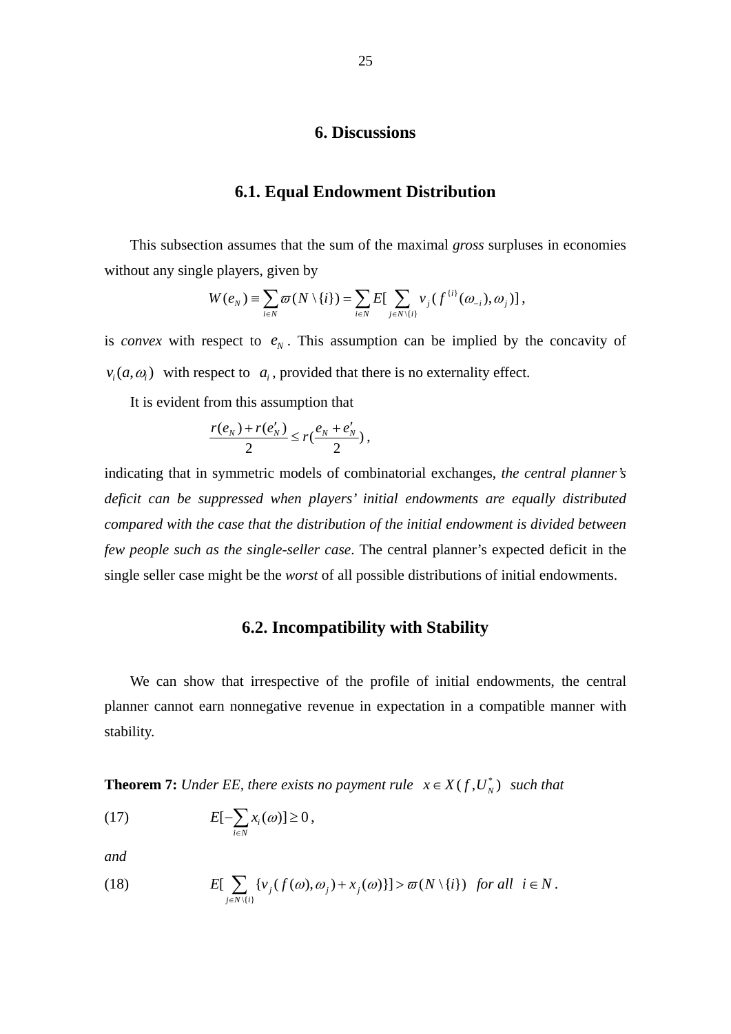# 6. Discussions

## 6.1. Equal Endowment Distribution

This subsection assumes that the sum of the maximal *gross* surpluses in economies without any single players, given by

$$W(e_N) \equiv \sum_{i \in N} \varpi(N \setminus \{i\}) = \sum_{i \in N} E[\sum_{j \in N \setminus \{i\}} v_j(f^{\{i\}}(\omega_{-i}), \omega_j)],$$

is *convex* with respect to $e_N$. This assumption can be implied by the concavity of $v_i(a, \omega_i)$ with respect to $a_i$, provided that there is no externality effect.

It is evident from this assumption that

$$\frac{r(e_N) + r(e'_N)}{2} \leq r(\frac{e_N + e'_N}{2}),$$

indicating that in symmetric models of combinatorial exchanges, *the central planner's deficit can be suppressed when players' initial endowments are equally distributed compared with the case that the distribution of the initial endowment is divided between few people such as the single-seller case*. The central planner's expected deficit in the single seller case might be the *worst* of all possible distributions of initial endowments.

## 6.2. Incompatibility with Stability

We can show that irrespective of the profile of initial endowments, the central planner cannot earn nonnegative revenue in expectation in a compatible manner with stability.

**Theorem 7:** *Under EE, there exists no payment rule* $x \in X(f, U_N^*)$ *such that*

$$(17) \qquad E[-\sum_{i \in N} x_i(\omega)] \geq 0,$$

*and*

$$(18) \qquad E[\sum_{j \in N \setminus \{i\}} \{v_j(f(\omega), \omega_j) + x_j(\omega)\}] > \varpi(N \setminus \{i\}) \quad \textit{for all} \quad i \in N.$$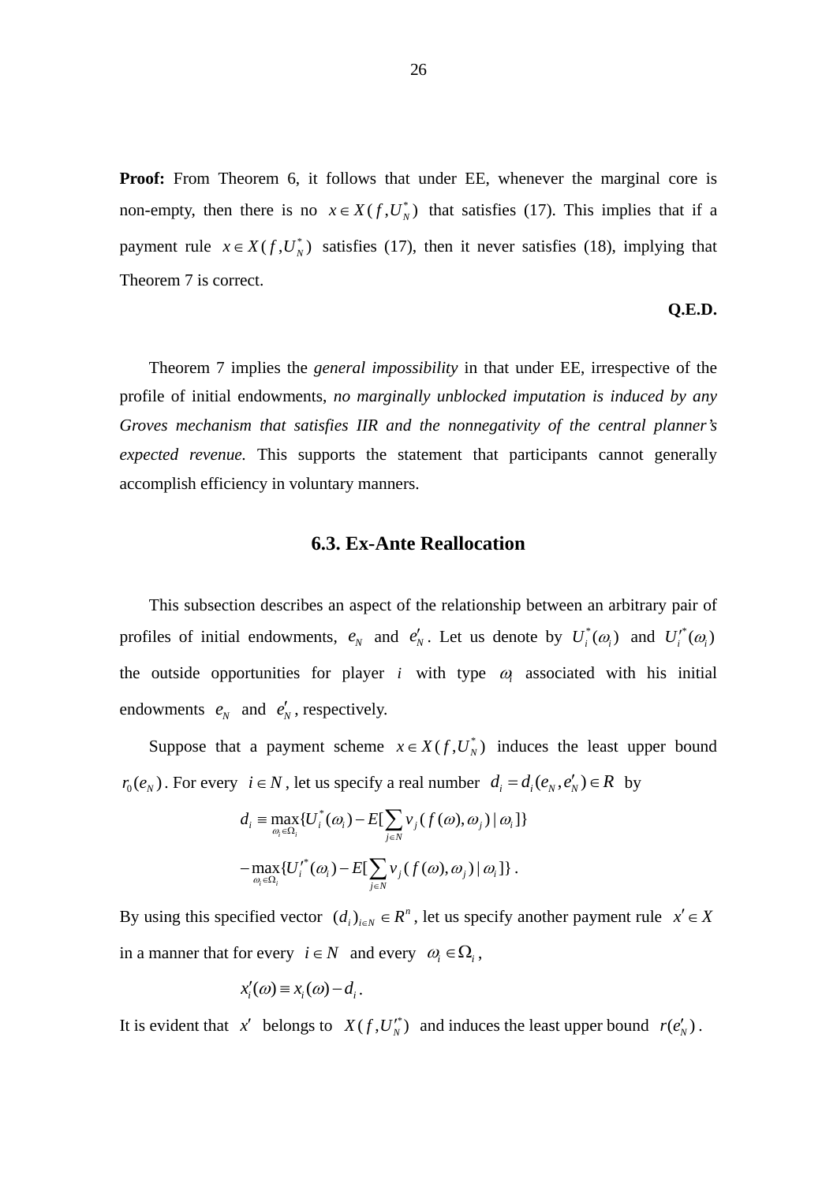**Proof:** From Theorem 6, it follows that under EE, whenever the marginal core is non-empty, then there is no $x \in X(f, U_N^*)$ that satisfies (17). This implies that if a payment rule $x \in X(f, U_N^*)$ satisfies (17), then it never satisfies (18), implying that Theorem 7 is correct.

**Q.E.D.**

Theorem 7 implies the *general impossibility* in that under EE, irrespective of the profile of initial endowments, *no marginally unblocked imputation is induced by any Groves mechanism that satisfies IIR and the nonnegativity of the central planner's expected revenue.* This supports the statement that participants cannot generally accomplish efficiency in voluntary manners.

### 6.3. Ex-Ante Reallocation

This subsection describes an aspect of the relationship between an arbitrary pair of profiles of initial endowments, $e_N$ and $e'_N$. Let us denote by $U_i^*(\omega_i)$ and $U_i'^*(\omega_i)$ the outside opportunities for player $i$ with type $\omega_i$ associated with his initial endowments $e_N$ and $e'_N$, respectively.

Suppose that a payment scheme $x \in X(f, U_N^*)$ induces the least upper bound $r_0(e_N)$. For every $i \in N$, let us specify a real number $d_i = d_i(e_N, e'_N) \in R$ by

$$d_i \equiv \max_{\omega_i \in \Omega_i}\{U_i^*(\omega_i) - E[\sum_{j \in N} v_j(f(\omega), \omega_j) \mid \omega_i]\}$$

$$-\max_{\omega_i \in \Omega_i}\{U_i'^*(\omega_i) - E[\sum_{j \in N} v_j(f(\omega), \omega_j) \mid \omega_i]\}.$$

By using this specified vector $(d_i)_{i \in N} \in R^n$, let us specify another payment rule $x' \in X$ in a manner that for every $i \in N$ and every $\omega_i \in \Omega_i$,

$$x_i'(\omega) \equiv x_i(\omega) - d_i.$$

It is evident that $x'$ belongs to $X(f, U_N'^*)$ and induces the least upper bound $r(e'_N)$.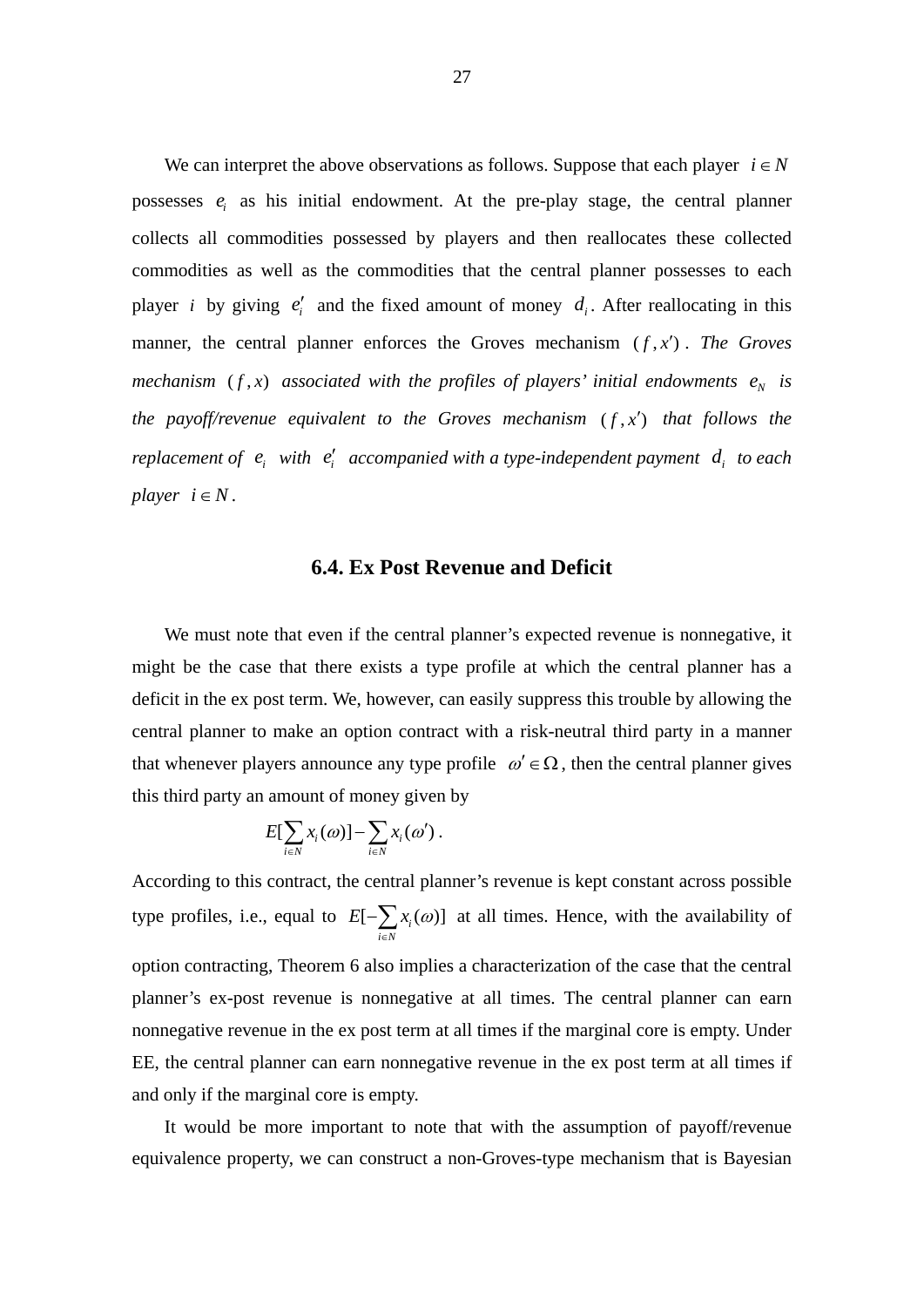We can interpret the above observations as follows. Suppose that each player $i \in N$ possesses $e_i$ as his initial endowment. At the pre-play stage, the central planner collects all commodities possessed by players and then reallocates these collected commodities as well as the commodities that the central planner possesses to each player $i$ by giving $e'_i$ and the fixed amount of money $d_i$. After reallocating in this manner, the central planner enforces the Groves mechanism $(f, x')$. *The Groves mechanism $(f, x)$ associated with the profiles of players' initial endowments $e_N$ is the payoff/revenue equivalent to the Groves mechanism $(f, x')$ that follows the replacement of $e_i$ with $e'_i$ accompanied with a type-independent payment $d_i$ to each player $i \in N$.*

## 6.4. Ex Post Revenue and Deficit

We must note that even if the central planner's expected revenue is nonnegative, it might be the case that there exists a type profile at which the central planner has a deficit in the ex post term. We, however, can easily suppress this trouble by allowing the central planner to make an option contract with a risk-neutral third party in a manner that whenever players announce any type profile $\omega' \in \Omega$, then the central planner gives this third party an amount of money given by

$$E[\sum_{i \in N} x_i(\omega)] - \sum_{i \in N} x_i(\omega') .$$

According to this contract, the central planner's revenue is kept constant across possible type profiles, i.e., equal to $E[-\sum_{i \in N} x_i(\omega)]$ at all times. Hence, with the availability of option contracting, Theorem 6 also implies a characterization of the case that the central planner's ex-post revenue is nonnegative at all times. The central planner can earn nonnegative revenue in the ex post term at all times if the marginal core is empty. Under EE, the central planner can earn nonnegative revenue in the ex post term at all times if and only if the marginal core is empty.

It would be more important to note that with the assumption of payoff/revenue equivalence property, we can construct a non-Groves-type mechanism that is Bayesian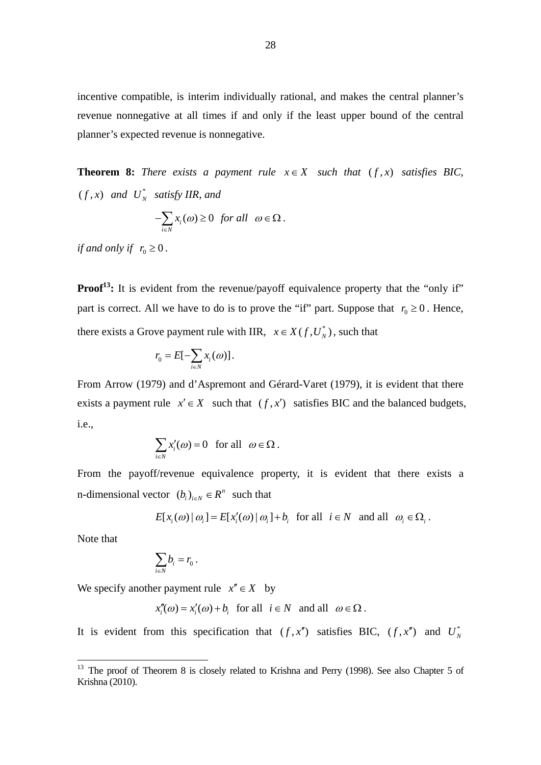incentive compatible, is interim individually rational, and makes the central planner's revenue nonnegative at all times if and only if the least upper bound of the central planner's expected revenue is nonnegative.

**Theorem 8:** *There exists a payment rule* $x \in X$ *such that* $(f, x)$ *satisfies BIC,* $(f, x)$ *and* $U_N^*$ *satisfy IIR, and*

$$-\sum_{i \in N} x_i(\omega) \geq 0 \quad \textit{for all} \quad \omega \in \Omega.$$

*if and only if* $r_0 \geq 0$.

**Proof**[13]**:** It is evident from the revenue/payoff equivalence property that the "only if" part is correct. All we have to do is to prove the "if" part. Suppose that $r_0 \geq 0$. Hence, there exists a Grove payment rule with IIR, $x \in X(f, U_N^*)$, such that

$$r_0 = E[-\sum_{i \in N} x_i(\omega)].$$

From Arrow (1979) and d'Aspremont and Gérard-Varet (1979), it is evident that there exists a payment rule $x' \in X$ such that $(f, x')$ satisfies BIC and the balanced budgets, i.e.,

$$\sum_{i \in N} x_i'(\omega) = 0 \quad \text{for all} \quad \omega \in \Omega.$$

From the payoff/revenue equivalence property, it is evident that there exists a n-dimensional vector $(b_i)_{i \in N} \in R^n$ such that

$$E[x_i(\omega) \mid \omega_i] = E[x_i'(\omega) \mid \omega_i] + b_i \quad \text{for all} \quad i \in N \quad \text{and all} \quad \omega_i \in \Omega_i.$$

Note that

$$\sum_{i \in N} b_i = r_0.$$

We specify another payment rule $x'' \in X$ by

$$x_i''(\omega) = x_i'(\omega) + b_i \quad \text{for all} \quad i \in N \quad \text{and all} \quad \omega \in \Omega.$$

It is evident from this specification that $(f, x'')$ satisfies BIC, $(f, x'')$ and $U_N^*$

---

[13] The proof of Theorem 8 is closely related to Krishna and Perry (1998). See also Chapter 5 of Krishna (2010).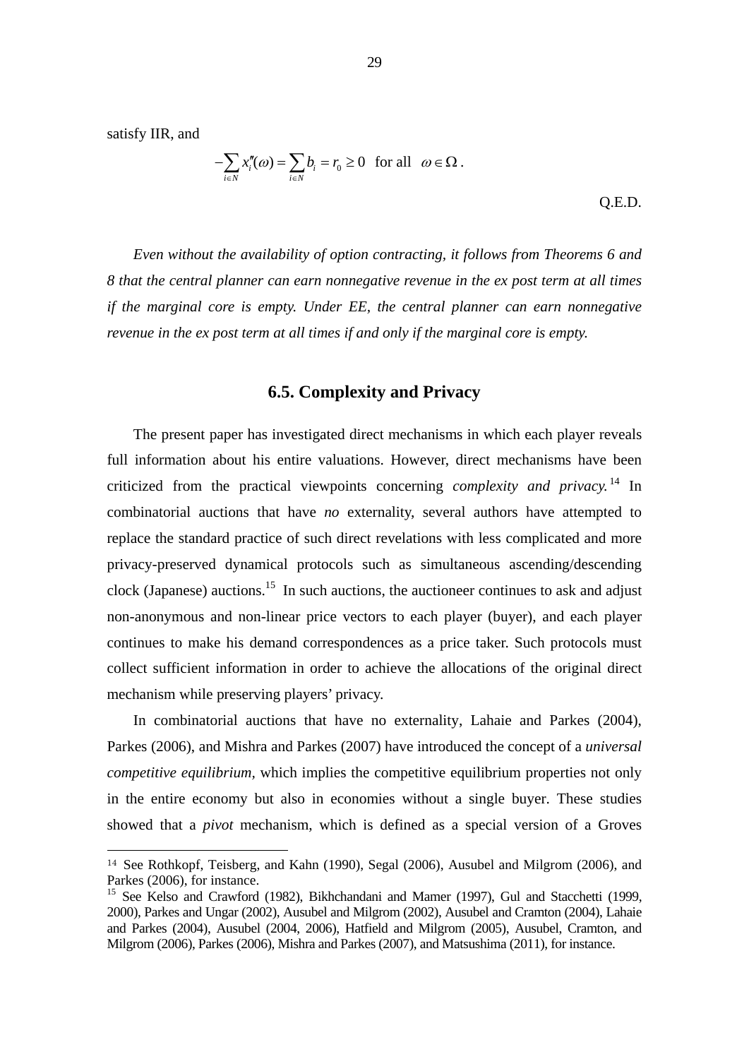satisfy IIR, and

$$-\sum_{i\in N} x_i''(\omega) = \sum_{i\in N} b_i = r_0 \geq 0 \quad \text{for all} \quad \omega \in \Omega .$$

Q.E.D.

*Even without the availability of option contracting, it follows from Theorems 6 and 8 that the central planner can earn nonnegative revenue in the ex post term at all times if the marginal core is empty. Under EE, the central planner can earn nonnegative revenue in the ex post term at all times if and only if the marginal core is empty.*

### 6.5. Complexity and Privacy

The present paper has investigated direct mechanisms in which each player reveals full information about his entire valuations. However, direct mechanisms have been criticized from the practical viewpoints concerning *complexity and privacy.*[14] In combinatorial auctions that have *no* externality, several authors have attempted to replace the standard practice of such direct revelations with less complicated and more privacy-preserved dynamical protocols such as simultaneous ascending/descending clock (Japanese) auctions.[15] In such auctions, the auctioneer continues to ask and adjust non-anonymous and non-linear price vectors to each player (buyer), and each player continues to make his demand correspondences as a price taker. Such protocols must collect sufficient information in order to achieve the allocations of the original direct mechanism while preserving players' privacy.

In combinatorial auctions that have no externality, Lahaie and Parkes (2004), Parkes (2006), and Mishra and Parkes (2007) have introduced the concept of a *universal competitive equilibrium*, which implies the competitive equilibrium properties not only in the entire economy but also in economies without a single buyer. These studies showed that a *pivot* mechanism, which is defined as a special version of a Groves

---

[14] See Rothkopf, Teisberg, and Kahn (1990), Segal (2006), Ausubel and Milgrom (2006), and Parkes (2006), for instance.

[15] See Kelso and Crawford (1982), Bikhchandani and Mamer (1997), Gul and Stacchetti (1999, 2000), Parkes and Ungar (2002), Ausubel and Milgrom (2002), Ausubel and Cramton (2004), Lahaie and Parkes (2004), Ausubel (2004, 2006), Hatfield and Milgrom (2005), Ausubel, Cramton, and Milgrom (2006), Parkes (2006), Mishra and Parkes (2007), and Matsushima (2011), for instance.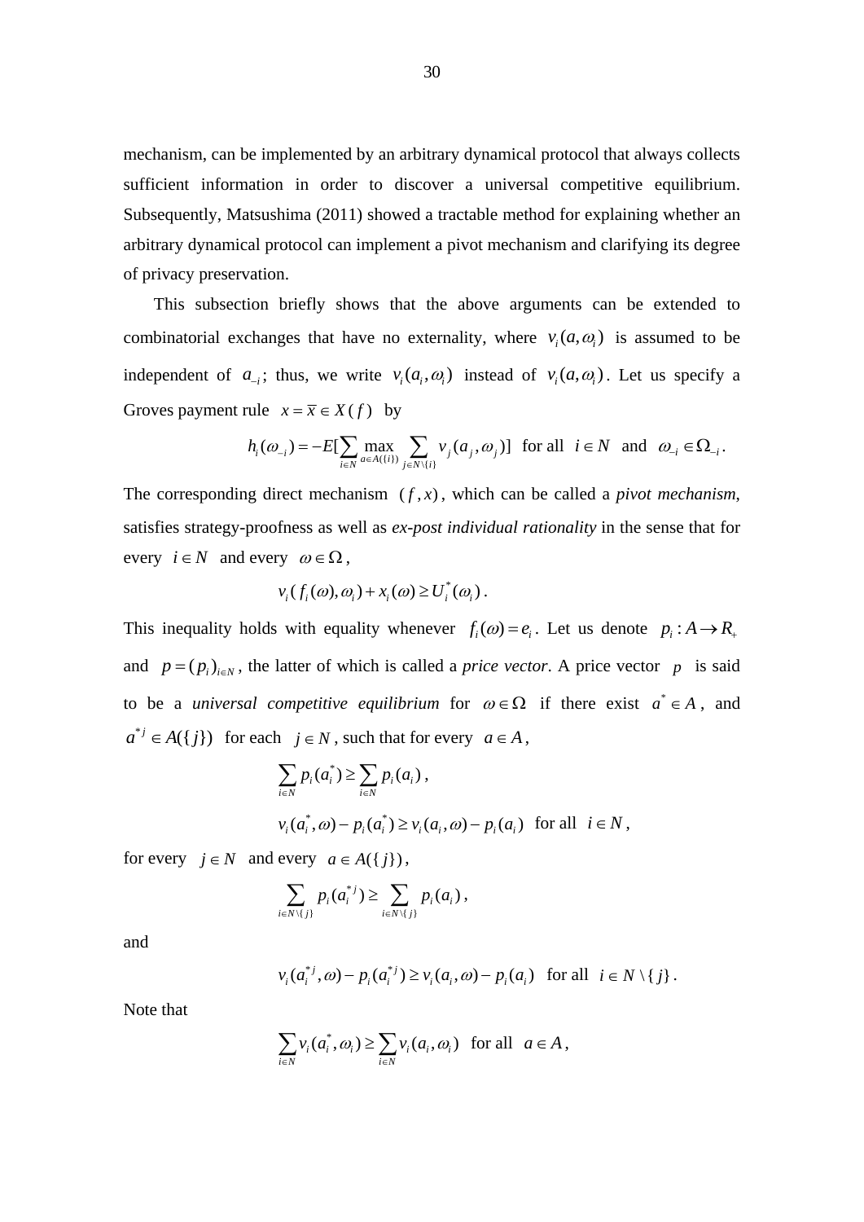mechanism, can be implemented by an arbitrary dynamical protocol that always collects sufficient information in order to discover a universal competitive equilibrium. Subsequently, Matsushima (2011) showed a tractable method for explaining whether an arbitrary dynamical protocol can implement a pivot mechanism and clarifying its degree of privacy preservation.

This subsection briefly shows that the above arguments can be extended to combinatorial exchanges that have no externality, where $v_i(a,\omega_i)$ is assumed to be independent of $a_{-i}$; thus, we write $v_i(a_i,\omega_i)$ instead of $v_i(a,\omega_i)$. Let us specify a Groves payment rule $x = \bar{x} \in X(f)$ by

$$h_i(\omega_{-i}) = -E[\sum_{i\in N} \max_{a\in A(\{i\})} \sum_{j\in N\setminus\{i\}} v_j(a_j,\omega_j)] \text{ for all } i \in N \text{ and } \omega_{-i} \in \Omega_{-i}.$$

The corresponding direct mechanism $(f,x)$, which can be called a *pivot mechanism*, satisfies strategy-proofness as well as *ex-post individual rationality* in the sense that for every $i \in N$ and every $\omega \in \Omega$,

$$v_i(f_i(\omega),\omega_i) + x_i(\omega) \geq U_i^*(\omega_i).$$

This inequality holds with equality whenever $f_i(\omega) = e_i$. Let us denote $p_i : A \rightarrow R_+$ and $p = (p_i)_{i\in N}$, the latter of which is called a *price vector*. A price vector $p$ is said to be a *universal competitive equilibrium* for $\omega \in \Omega$ if there exist $a^* \in A$, and $a^{*j} \in A(\{j\})$ for each $j \in N$, such that for every $a \in A$,

$$\sum_{i\in N} p_i(a_i^*) \geq \sum_{i\in N} p_i(a_i),$$

$$v_i(a_i^*,\omega) - p_i(a_i^*) \geq v_i(a_i,\omega) - p_i(a_i) \text{ for all } i \in N,$$

for every $j \in N$ and every $a \in A(\{j\})$,

$$\sum_{i\in N\setminus\{j\}} p_i(a_i^{*j}) \geq \sum_{i\in N\setminus\{j\}} p_i(a_i),$$

and

$$v_i(a_i^{*j},\omega) - p_i(a_i^{*j}) \geq v_i(a_i,\omega) - p_i(a_i) \text{ for all } i \in N\setminus\{j\}.$$

Note that

$$\sum_{i\in N} v_i(a_i^*,\omega_i) \geq \sum_{i\in N} v_i(a_i,\omega_i) \text{ for all } a \in A,$$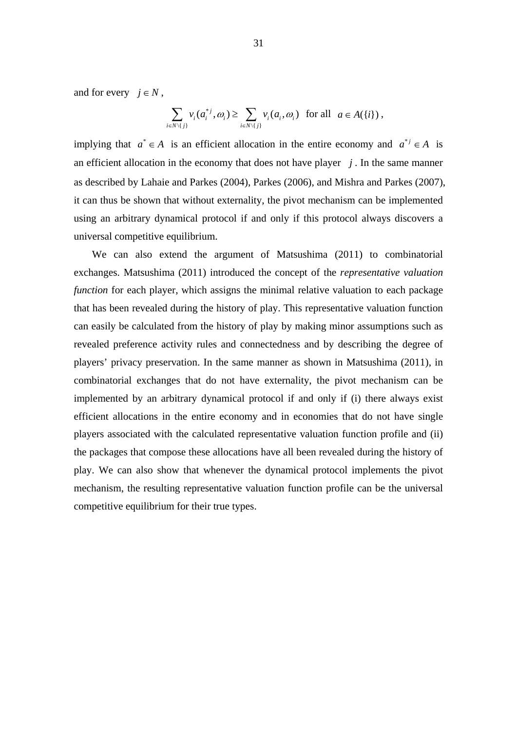and for every $j \in N$,

$$\sum_{i \in N \setminus \{j\}} v_i(a_i^{*j}, \omega_i) \geq \sum_{i \in N \setminus \{j\}} v_i(a_i, \omega_i) \text{ for all } a \in A(\{i\}),$$

implying that $a^* \in A$ is an efficient allocation in the entire economy and $a^{*j} \in A$ is an efficient allocation in the economy that does not have player $j$. In the same manner as described by Lahaie and Parkes (2004), Parkes (2006), and Mishra and Parkes (2007), it can thus be shown that without externality, the pivot mechanism can be implemented using an arbitrary dynamical protocol if and only if this protocol always discovers a universal competitive equilibrium.

We can also extend the argument of Matsushima (2011) to combinatorial exchanges. Matsushima (2011) introduced the concept of the *representative valuation function* for each player, which assigns the minimal relative valuation to each package that has been revealed during the history of play. This representative valuation function can easily be calculated from the history of play by making minor assumptions such as revealed preference activity rules and connectedness and by describing the degree of players' privacy preservation. In the same manner as shown in Matsushima (2011), in combinatorial exchanges that do not have externality, the pivot mechanism can be implemented by an arbitrary dynamical protocol if and only if (i) there always exist efficient allocations in the entire economy and in economies that do not have single players associated with the calculated representative valuation function profile and (ii) the packages that compose these allocations have all been revealed during the history of play. We can also show that whenever the dynamical protocol implements the pivot mechanism, the resulting representative valuation function profile can be the universal competitive equilibrium for their true types.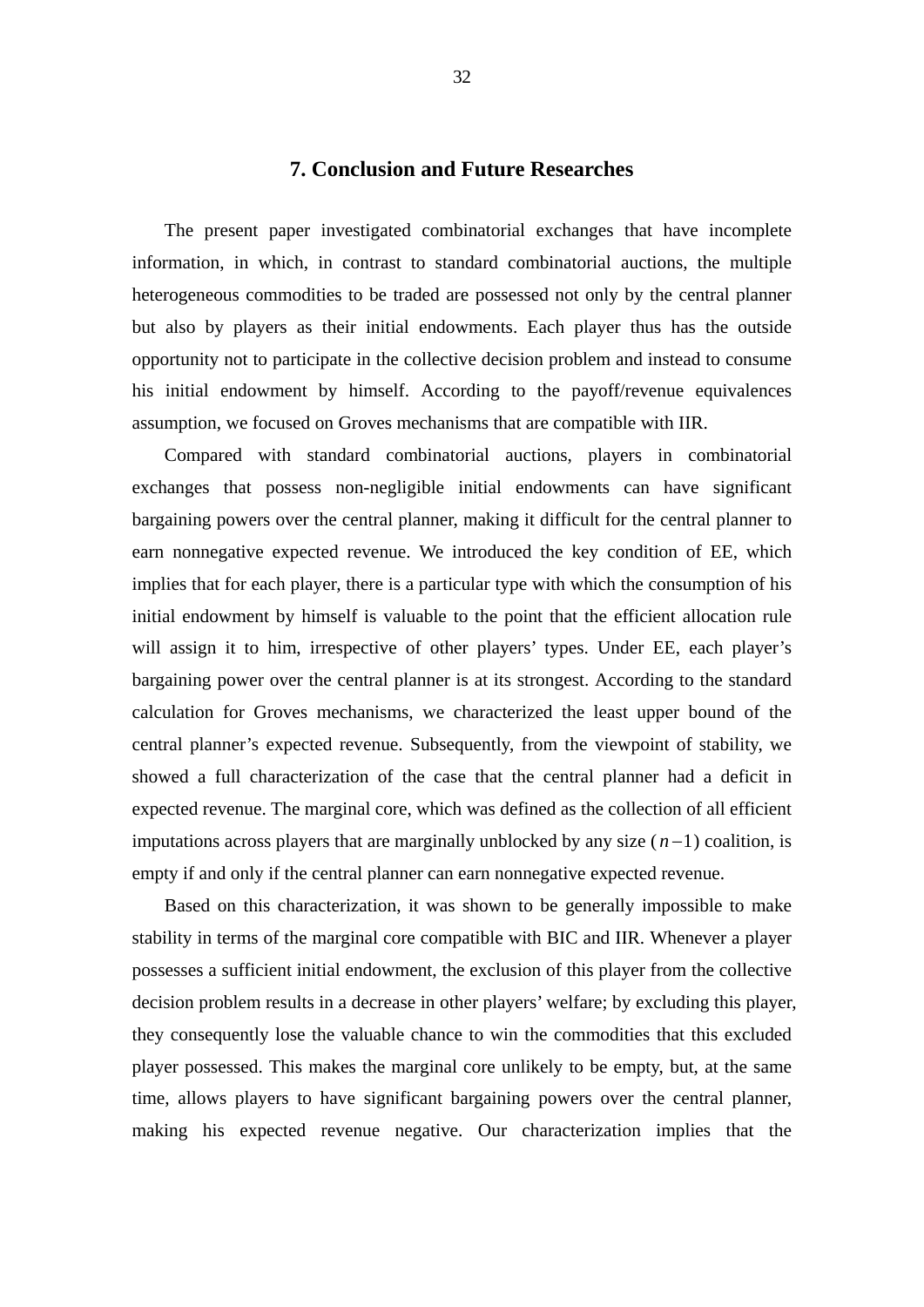## 7. Conclusion and Future Researches

The present paper investigated combinatorial exchanges that have incomplete information, in which, in contrast to standard combinatorial auctions, the multiple heterogeneous commodities to be traded are possessed not only by the central planner but also by players as their initial endowments. Each player thus has the outside opportunity not to participate in the collective decision problem and instead to consume his initial endowment by himself. According to the payoff/revenue equivalences assumption, we focused on Groves mechanisms that are compatible with IIR.

Compared with standard combinatorial auctions, players in combinatorial exchanges that possess non-negligible initial endowments can have significant bargaining powers over the central planner, making it difficult for the central planner to earn nonnegative expected revenue. We introduced the key condition of EE, which implies that for each player, there is a particular type with which the consumption of his initial endowment by himself is valuable to the point that the efficient allocation rule will assign it to him, irrespective of other players' types. Under EE, each player's bargaining power over the central planner is at its strongest. According to the standard calculation for Groves mechanisms, we characterized the least upper bound of the central planner's expected revenue. Subsequently, from the viewpoint of stability, we showed a full characterization of the case that the central planner had a deficit in expected revenue. The marginal core, which was defined as the collection of all efficient imputations across players that are marginally unblocked by any size ($n-1$) coalition, is empty if and only if the central planner can earn nonnegative expected revenue.

Based on this characterization, it was shown to be generally impossible to make stability in terms of the marginal core compatible with BIC and IIR. Whenever a player possesses a sufficient initial endowment, the exclusion of this player from the collective decision problem results in a decrease in other players' welfare; by excluding this player, they consequently lose the valuable chance to win the commodities that this excluded player possessed. This makes the marginal core unlikely to be empty, but, at the same time, allows players to have significant bargaining powers over the central planner, making his expected revenue negative. Our characterization implies that the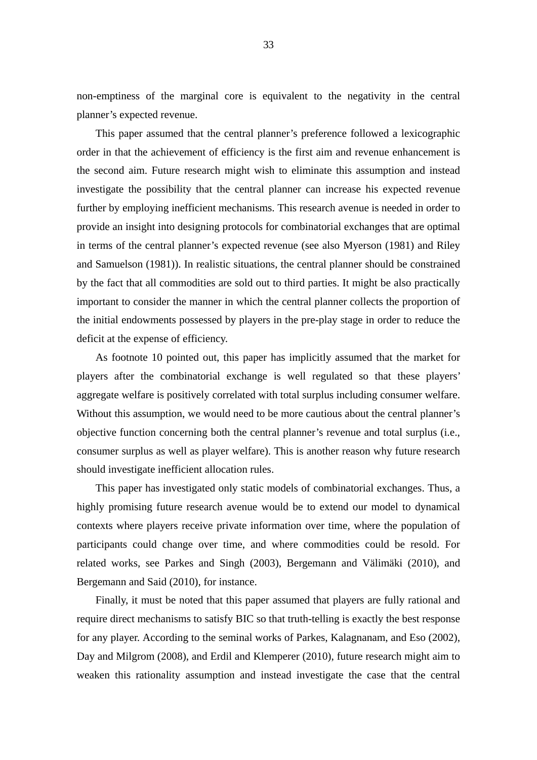non-emptiness of the marginal core is equivalent to the negativity in the central planner's expected revenue.

This paper assumed that the central planner's preference followed a lexicographic order in that the achievement of efficiency is the first aim and revenue enhancement is the second aim. Future research might wish to eliminate this assumption and instead investigate the possibility that the central planner can increase his expected revenue further by employing inefficient mechanisms. This research avenue is needed in order to provide an insight into designing protocols for combinatorial exchanges that are optimal in terms of the central planner's expected revenue (see also Myerson (1981) and Riley and Samuelson (1981)). In realistic situations, the central planner should be constrained by the fact that all commodities are sold out to third parties. It might be also practically important to consider the manner in which the central planner collects the proportion of the initial endowments possessed by players in the pre-play stage in order to reduce the deficit at the expense of efficiency.

As footnote 10 pointed out, this paper has implicitly assumed that the market for players after the combinatorial exchange is well regulated so that these players' aggregate welfare is positively correlated with total surplus including consumer welfare. Without this assumption, we would need to be more cautious about the central planner's objective function concerning both the central planner's revenue and total surplus (i.e., consumer surplus as well as player welfare). This is another reason why future research should investigate inefficient allocation rules.

This paper has investigated only static models of combinatorial exchanges. Thus, a highly promising future research avenue would be to extend our model to dynamical contexts where players receive private information over time, where the population of participants could change over time, and where commodities could be resold. For related works, see Parkes and Singh (2003), Bergemann and Välimäki (2010), and Bergemann and Said (2010), for instance.

Finally, it must be noted that this paper assumed that players are fully rational and require direct mechanisms to satisfy BIC so that truth-telling is exactly the best response for any player. According to the seminal works of Parkes, Kalagnanam, and Eso (2002), Day and Milgrom (2008), and Erdil and Klemperer (2010), future research might aim to weaken this rationality assumption and instead investigate the case that the central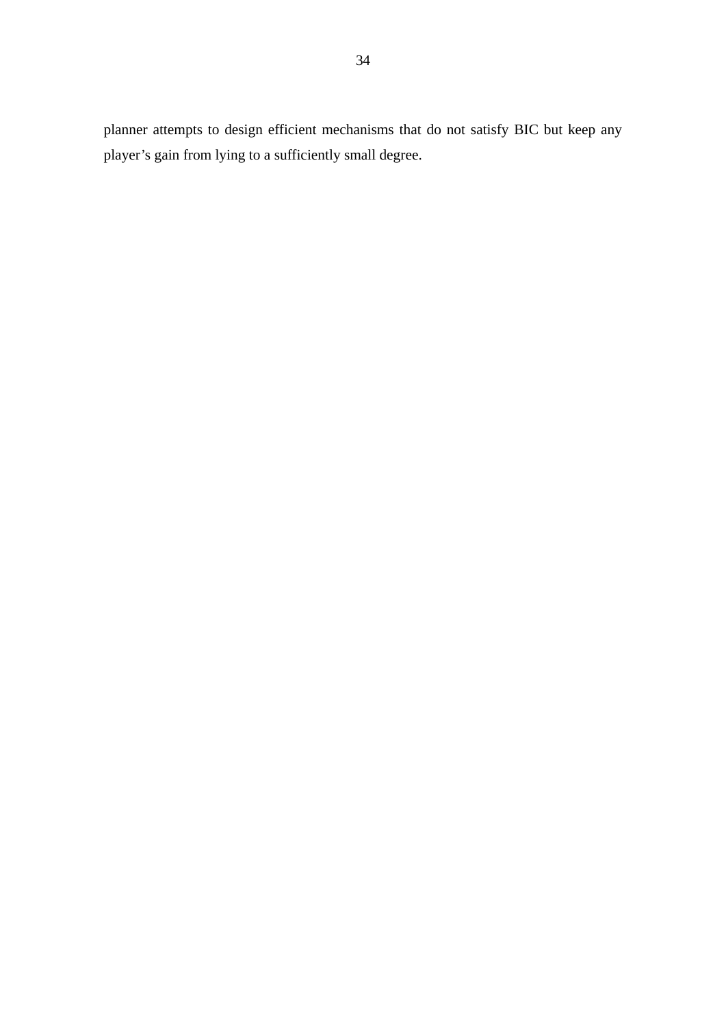planner attempts to design efficient mechanisms that do not satisfy BIC but keep any player's gain from lying to a sufficiently small degree.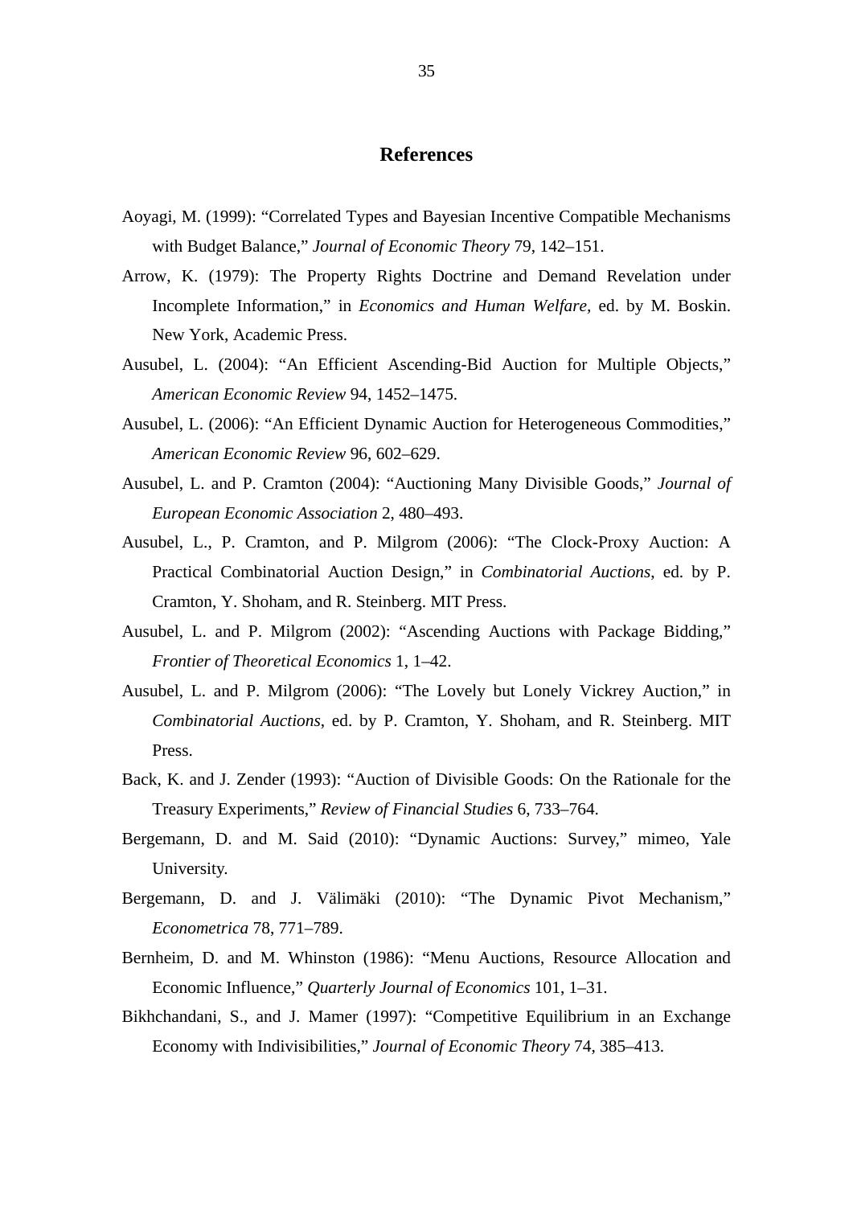## References

Aoyagi, M. (1999): "Correlated Types and Bayesian Incentive Compatible Mechanisms with Budget Balance," *Journal of Economic Theory* 79, 142–151.

Arrow, K. (1979): The Property Rights Doctrine and Demand Revelation under Incomplete Information," in *Economics and Human Welfare*, ed. by M. Boskin. New York, Academic Press.

Ausubel, L. (2004): "An Efficient Ascending-Bid Auction for Multiple Objects," *American Economic Review* 94, 1452–1475.

Ausubel, L. (2006): "An Efficient Dynamic Auction for Heterogeneous Commodities," *American Economic Review* 96, 602–629.

Ausubel, L. and P. Cramton (2004): "Auctioning Many Divisible Goods," *Journal of European Economic Association* 2, 480–493.

Ausubel, L., P. Cramton, and P. Milgrom (2006): "The Clock-Proxy Auction: A Practical Combinatorial Auction Design," in *Combinatorial Auctions*, ed. by P. Cramton, Y. Shoham, and R. Steinberg. MIT Press.

Ausubel, L. and P. Milgrom (2002): "Ascending Auctions with Package Bidding," *Frontier of Theoretical Economics* 1, 1–42.

Ausubel, L. and P. Milgrom (2006): "The Lovely but Lonely Vickrey Auction," in *Combinatorial Auctions*, ed. by P. Cramton, Y. Shoham, and R. Steinberg. MIT Press.

Back, K. and J. Zender (1993): "Auction of Divisible Goods: On the Rationale for the Treasury Experiments," *Review of Financial Studies* 6, 733–764.

Bergemann, D. and M. Said (2010): "Dynamic Auctions: Survey," mimeo, Yale University.

Bergemann, D. and J. Välimäki (2010): "The Dynamic Pivot Mechanism," *Econometrica* 78, 771–789.

Bernheim, D. and M. Whinston (1986): "Menu Auctions, Resource Allocation and Economic Influence," *Quarterly Journal of Economics* 101, 1–31.

Bikhchandani, S., and J. Mamer (1997): "Competitive Equilibrium in an Exchange Economy with Indivisibilities," *Journal of Economic Theory* 74, 385–413.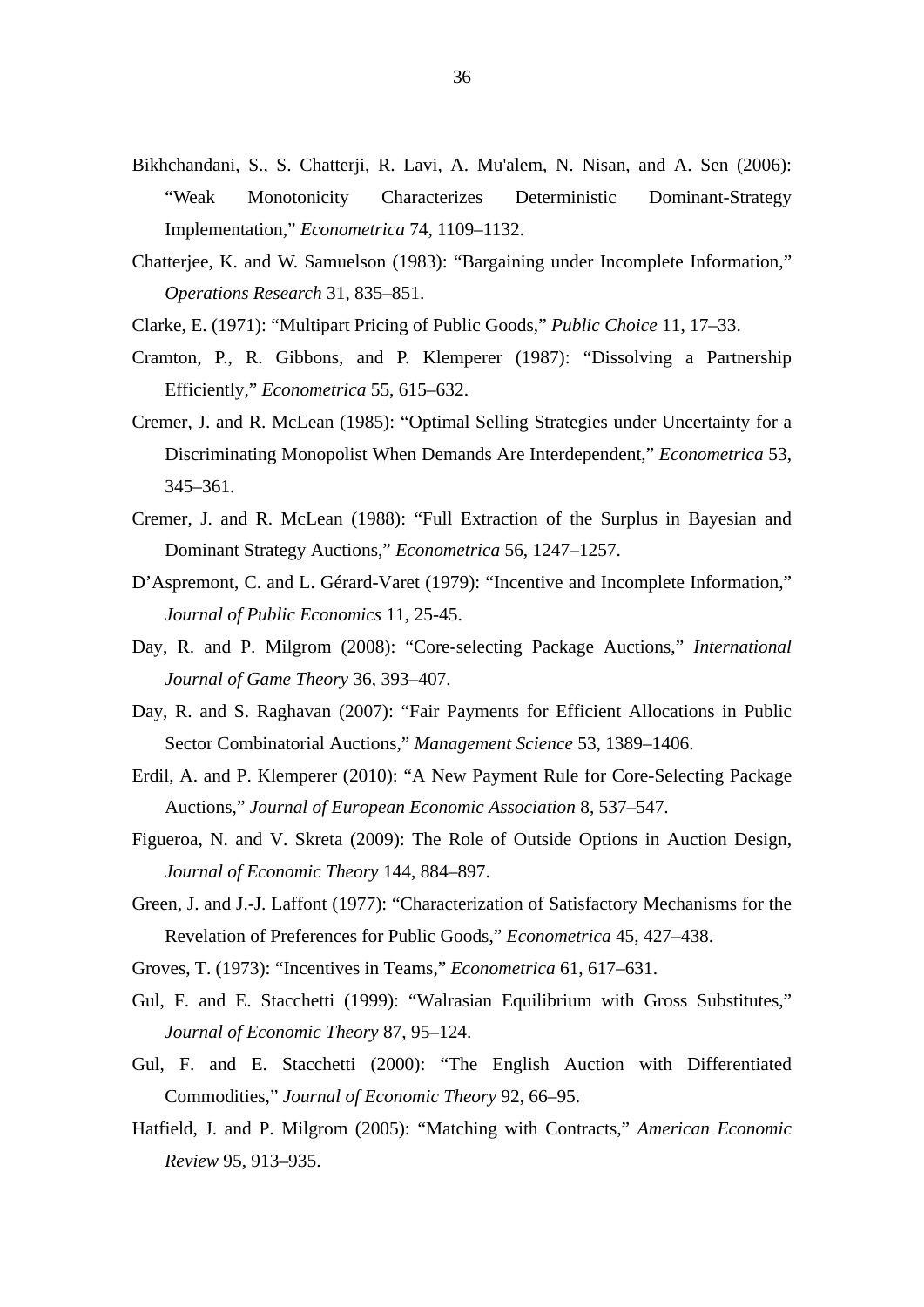Bikhchandani, S., S. Chatterji, R. Lavi, A. Mu'alem, N. Nisan, and A. Sen (2006): "Weak Monotonicity Characterizes Deterministic Dominant-Strategy Implementation," *Econometrica* 74, 1109–1132.

Chatterjee, K. and W. Samuelson (1983): "Bargaining under Incomplete Information," *Operations Research* 31, 835–851.

Clarke, E. (1971): "Multipart Pricing of Public Goods," *Public Choice* 11, 17–33.

Cramton, P., R. Gibbons, and P. Klemperer (1987): "Dissolving a Partnership Efficiently," *Econometrica* 55, 615–632.

Cremer, J. and R. McLean (1985): "Optimal Selling Strategies under Uncertainty for a Discriminating Monopolist When Demands Are Interdependent," *Econometrica* 53, 345–361.

Cremer, J. and R. McLean (1988): "Full Extraction of the Surplus in Bayesian and Dominant Strategy Auctions," *Econometrica* 56, 1247–1257.

D'Aspremont, C. and L. Gérard-Varet (1979): "Incentive and Incomplete Information," *Journal of Public Economics* 11, 25-45.

Day, R. and P. Milgrom (2008): "Core-selecting Package Auctions," *International Journal of Game Theory* 36, 393–407.

Day, R. and S. Raghavan (2007): "Fair Payments for Efficient Allocations in Public Sector Combinatorial Auctions," *Management Science* 53, 1389–1406.

Erdil, A. and P. Klemperer (2010): "A New Payment Rule for Core-Selecting Package Auctions," *Journal of European Economic Association* 8, 537–547.

Figueroa, N. and V. Skreta (2009): The Role of Outside Options in Auction Design, *Journal of Economic Theory* 144, 884–897.

Green, J. and J.-J. Laffont (1977): "Characterization of Satisfactory Mechanisms for the Revelation of Preferences for Public Goods," *Econometrica* 45, 427–438.

Groves, T. (1973): "Incentives in Teams," *Econometrica* 61, 617–631.

Gul, F. and E. Stacchetti (1999): "Walrasian Equilibrium with Gross Substitutes," *Journal of Economic Theory* 87, 95–124.

Gul, F. and E. Stacchetti (2000): "The English Auction with Differentiated Commodities," *Journal of Economic Theory* 92, 66–95.

Hatfield, J. and P. Milgrom (2005): "Matching with Contracts," *American Economic Review* 95, 913–935.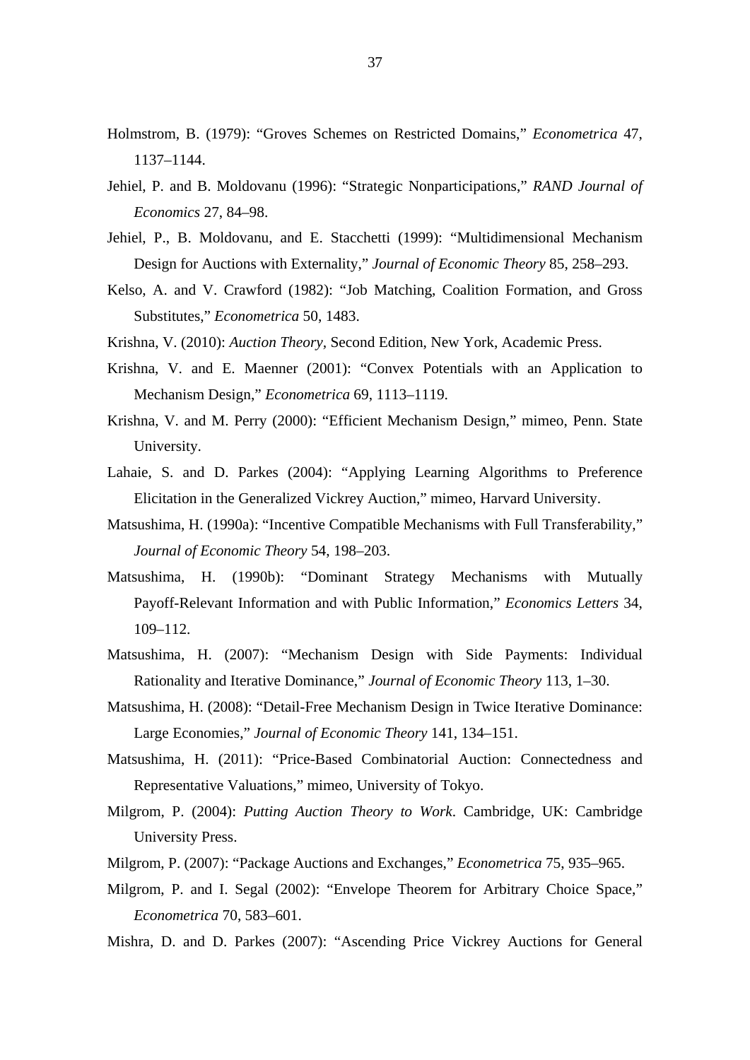Holmstrom, B. (1979): "Groves Schemes on Restricted Domains," *Econometrica* 47, 1137–1144.

Jehiel, P. and B. Moldovanu (1996): "Strategic Nonparticipations," *RAND Journal of Economics* 27, 84–98.

Jehiel, P., B. Moldovanu, and E. Stacchetti (1999): "Multidimensional Mechanism Design for Auctions with Externality," *Journal of Economic Theory* 85, 258–293.

Kelso, A. and V. Crawford (1982): "Job Matching, Coalition Formation, and Gross Substitutes," *Econometrica* 50, 1483.

Krishna, V. (2010): *Auction Theory*, Second Edition, New York, Academic Press.

Krishna, V. and E. Maenner (2001): "Convex Potentials with an Application to Mechanism Design," *Econometrica* 69, 1113–1119.

Krishna, V. and M. Perry (2000): "Efficient Mechanism Design," mimeo, Penn. State University.

Lahaie, S. and D. Parkes (2004): "Applying Learning Algorithms to Preference Elicitation in the Generalized Vickrey Auction," mimeo, Harvard University.

Matsushima, H. (1990a): "Incentive Compatible Mechanisms with Full Transferability," *Journal of Economic Theory* 54, 198–203.

Matsushima, H. (1990b): "Dominant Strategy Mechanisms with Mutually Payoff-Relevant Information and with Public Information," *Economics Letters* 34, 109–112.

Matsushima, H. (2007): "Mechanism Design with Side Payments: Individual Rationality and Iterative Dominance," *Journal of Economic Theory* 113, 1–30.

Matsushima, H. (2008): "Detail-Free Mechanism Design in Twice Iterative Dominance: Large Economies," *Journal of Economic Theory* 141, 134–151.

Matsushima, H. (2011): "Price-Based Combinatorial Auction: Connectedness and Representative Valuations," mimeo, University of Tokyo.

Milgrom, P. (2004): *Putting Auction Theory to Work*. Cambridge, UK: Cambridge University Press.

Milgrom, P. (2007): "Package Auctions and Exchanges," *Econometrica* 75, 935–965.

Milgrom, P. and I. Segal (2002): "Envelope Theorem for Arbitrary Choice Space," *Econometrica* 70, 583–601.

Mishra, D. and D. Parkes (2007): "Ascending Price Vickrey Auctions for General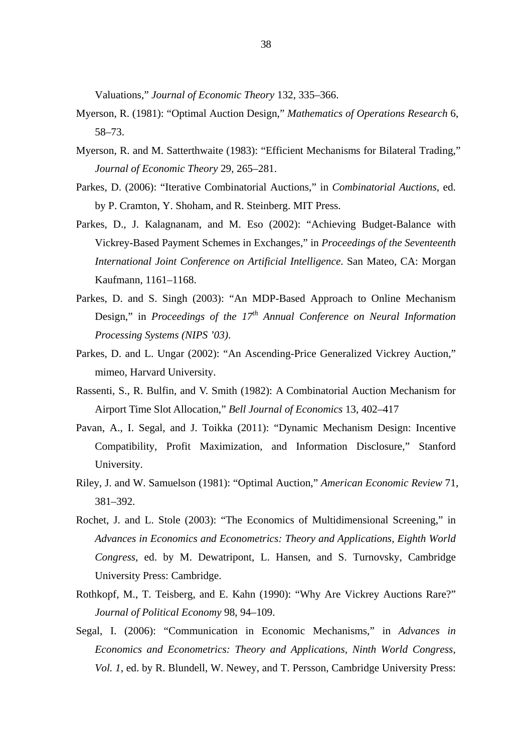Valuations," *Journal of Economic Theory* 132, 335–366.

Myerson, R. (1981): "Optimal Auction Design," *Mathematics of Operations Research* 6, 58–73.

Myerson, R. and M. Satterthwaite (1983): "Efficient Mechanisms for Bilateral Trading," *Journal of Economic Theory* 29, 265–281.

Parkes, D. (2006): "Iterative Combinatorial Auctions," in *Combinatorial Auctions*, ed. by P. Cramton, Y. Shoham, and R. Steinberg. MIT Press.

Parkes, D., J. Kalagnanam, and M. Eso (2002): "Achieving Budget-Balance with Vickrey-Based Payment Schemes in Exchanges," in *Proceedings of the Seventeenth International Joint Conference on Artificial Intelligence*. San Mateo, CA: Morgan Kaufmann, 1161–1168.

Parkes, D. and S. Singh (2003): "An MDP-Based Approach to Online Mechanism Design," in *Proceedings of the 17th Annual Conference on Neural Information Processing Systems (NIPS '03)*.

Parkes, D. and L. Ungar (2002): "An Ascending-Price Generalized Vickrey Auction," mimeo, Harvard University.

Rassenti, S., R. Bulfin, and V. Smith (1982): A Combinatorial Auction Mechanism for Airport Time Slot Allocation," *Bell Journal of Economics* 13, 402–417

Pavan, A., I. Segal, and J. Toikka (2011): "Dynamic Mechanism Design: Incentive Compatibility, Profit Maximization, and Information Disclosure," Stanford University.

Riley, J. and W. Samuelson (1981): "Optimal Auction," *American Economic Review* 71, 381–392.

Rochet, J. and L. Stole (2003): "The Economics of Multidimensional Screening," in *Advances in Economics and Econometrics: Theory and Applications, Eighth World Congress*, ed. by M. Dewatripont, L. Hansen, and S. Turnovsky, Cambridge University Press: Cambridge.

Rothkopf, M., T. Teisberg, and E. Kahn (1990): "Why Are Vickrey Auctions Rare?" *Journal of Political Economy* 98, 94–109.

Segal, I. (2006): "Communication in Economic Mechanisms," in *Advances in Economics and Econometrics: Theory and Applications, Ninth World Congress, Vol. 1*, ed. by R. Blundell, W. Newey, and T. Persson, Cambridge University Press: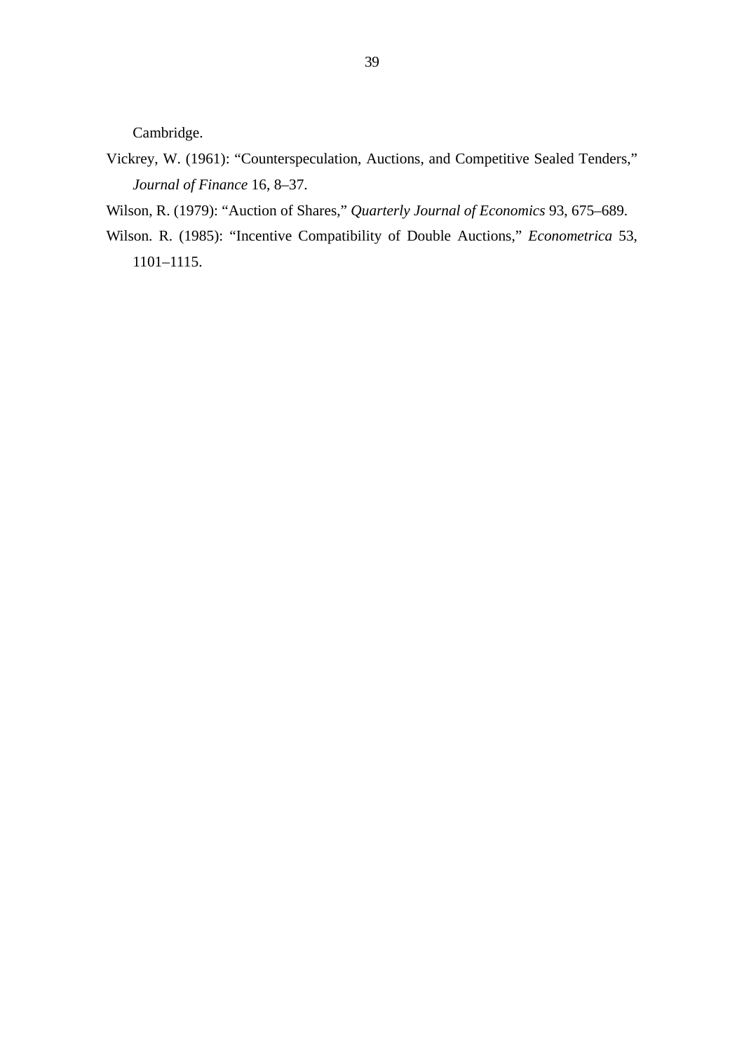Cambridge.

Vickrey, W. (1961): “Counterspeculation, Auctions, and Competitive Sealed Tenders,” *Journal of Finance* 16, 8–37.

Wilson, R. (1979): “Auction of Shares,” *Quarterly Journal of Economics* 93, 675–689.

Wilson. R. (1985): “Incentive Compatibility of Double Auctions,” *Econometrica* 53, 1101–1115.